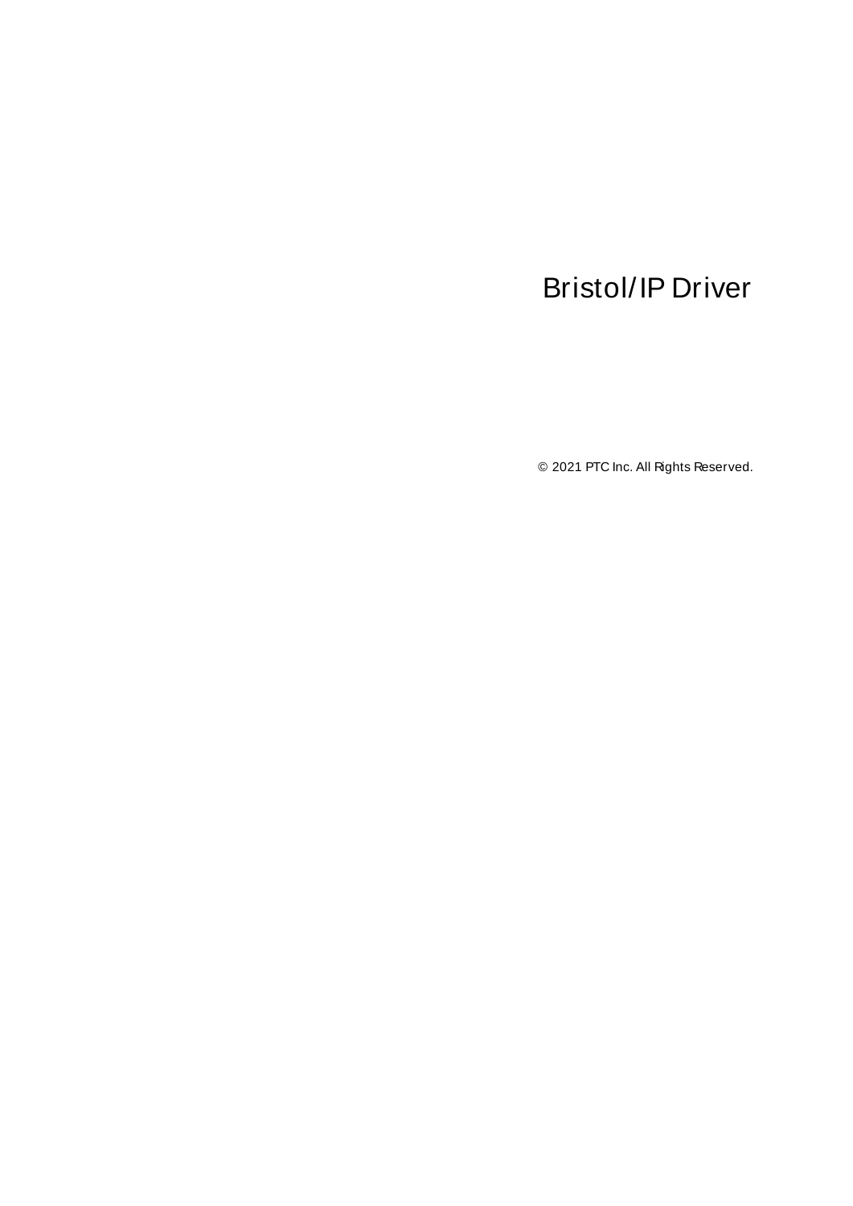# Bristol/IP Driver

© 2021 PTC Inc. All Rights Reserved.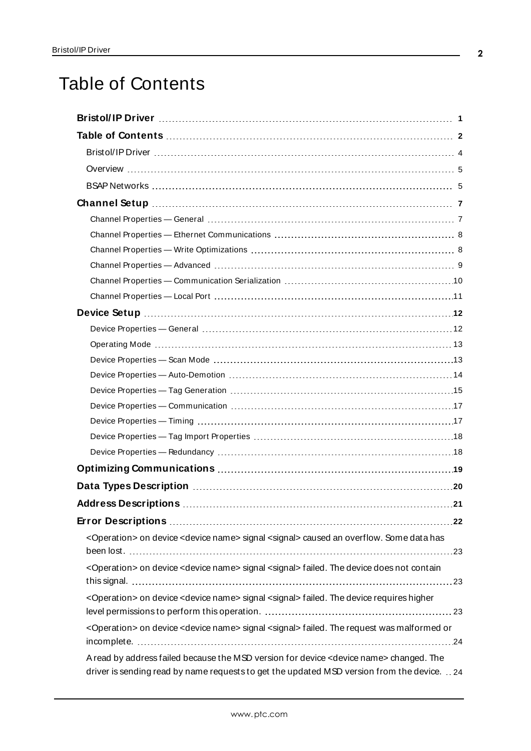# Table of Contents

**Bristol/IP Driver** 1

**Table of Contents** 2

- Bristol/IP Driver 4
- Overview 5
- BSAP Networks 5

**Channel Setup** 7

- Channel Properties — General 7
- Channel Properties — Ethernet Communications 8
- Channel Properties — Write Optimizations 8
- Channel Properties — Advanced 9
- Channel Properties — Communication Serialization 10
- Channel Properties — Local Port 11

**Device Setup** 12

- Device Properties — General 12
- Operating Mode 13
- Device Properties — Scan Mode 13
- Device Properties — Auto-Demotion 14
- Device Properties — Tag Generation 15
- Device Properties — Communication 17
- Device Properties — Timing 17
- Device Properties — Tag Import Properties 18
- Device Properties — Redundancy 18

**Optimizing Communications** 19

**Data Types Description** 20

**Address Descriptions** 21

**Error Descriptions** 22

- <Operation> on device <device name> signal <signal> caused an overflow. Some data has been lost. 23
- <Operation> on device <device name> signal <signal> failed. The device does not contain this signal. 23
- <Operation> on device <device name> signal <signal> failed. The device requires higher level permissions to perform this operation. 23
- <Operation> on device <device name> signal <signal> failed. The request was malformed or incomplete. 24
- A read by address failed because the MSD version for device <device name> changed. The driver is sending read by name requests to get the updated MSD version from the device. 24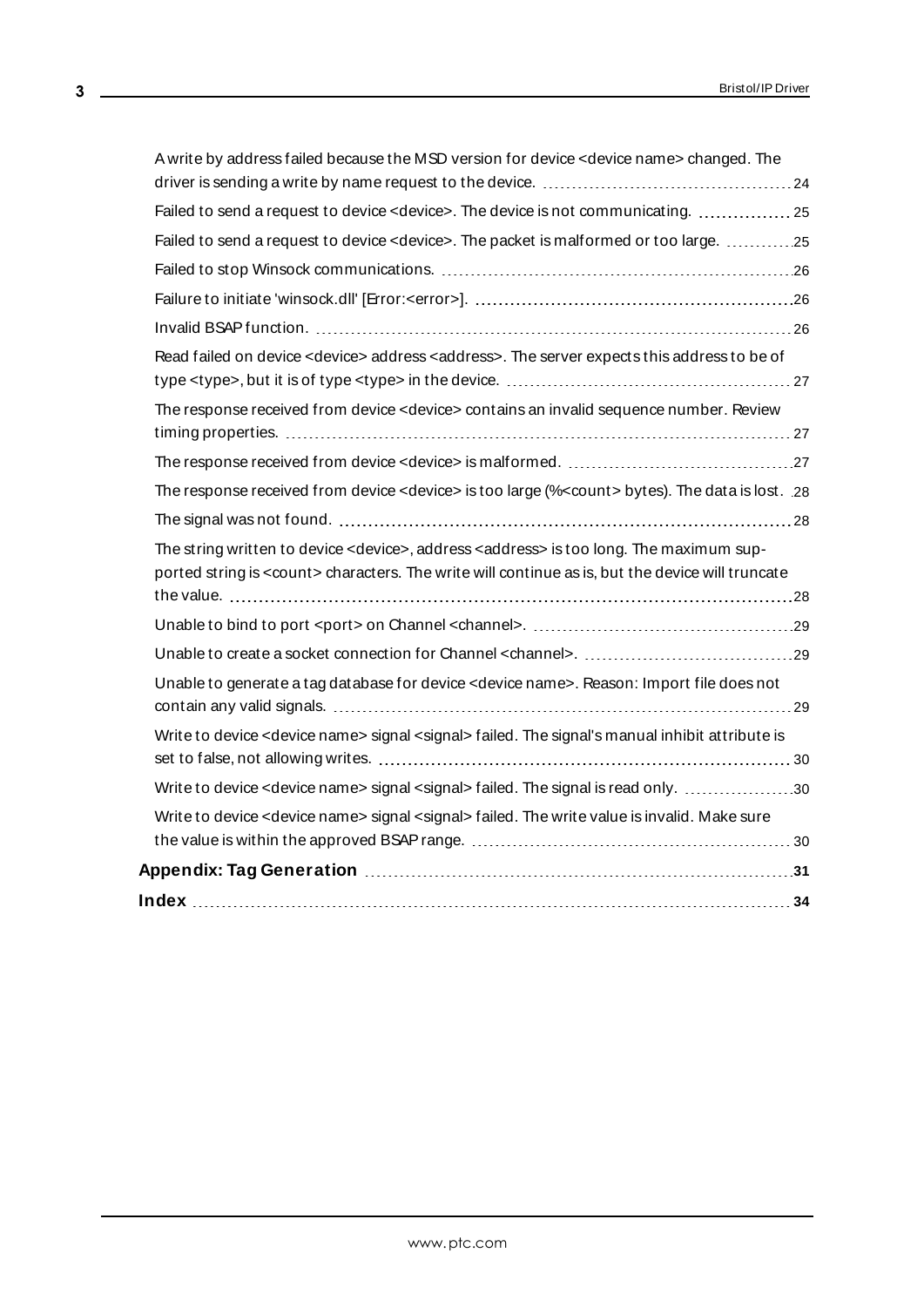A write by address failed because the MSD version for device <device name> changed. The driver is sending a write by name request to the device. 24

Failed to send a request to device <device>. The device is not communicating. 25

Failed to send a request to device <device>. The packet is malformed or too large. 25

Failed to stop Winsock communications. 26

Failure to initiate 'winsock.dll' [Error:<error>]. 26

Invalid BSAP function. 26

Read failed on device <device> address <address>. The server expects this address to be of type <type>, but it is of type <type> in the device. 27

The response received from device <device> contains an invalid sequence number. Review timing properties. 27

The response received from device <device> is malformed. 27

The response received from device <device> is too large (%<count> bytes). The data is lost. 28

The signal was not found. 28

The string written to device <device>, address <address> is too long. The maximum supported string is <count> characters. The write will continue as is, but the device will truncate the value. 28

Unable to bind to port <port> on Channel <channel>. 29

Unable to create a socket connection for Channel <channel>. 29

Unable to generate a tag database for device <device name>. Reason: Import file does not contain any valid signals. 29

Write to device <device name> signal <signal> failed. The signal's manual inhibit attribute is set to false, not allowing writes. 30

Write to device <device name> signal <signal> failed. The signal is read only. 30

Write to device <device name> signal <signal> failed. The write value is invalid. Make sure the value is within the approved BSAP range. 30

**Appendix: Tag Generation** 31

**Index** 34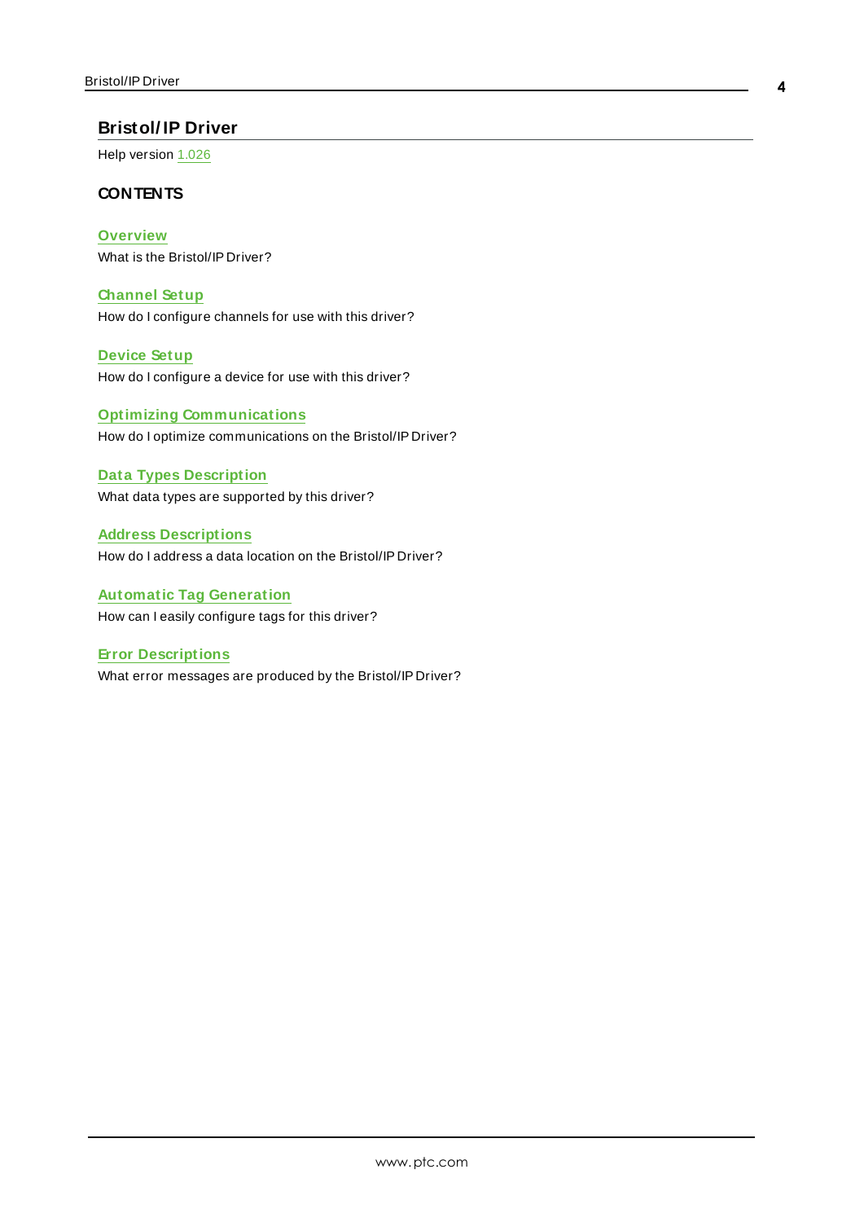# Bristol/IP Driver

Help version 1.026

## CONTENTS

**Overview**
What is the Bristol/IP Driver?

**Channel Setup**
How do I configure channels for use with this driver?

**Device Setup**
How do I configure a device for use with this driver?

**Optimizing Communications**
How do I optimize communications on the Bristol/IP Driver?

**Data Types Description**
What data types are supported by this driver?

**Address Descriptions**
How do I address a data location on the Bristol/IP Driver?

**Automatic Tag Generation**
How can I easily configure tags for this driver?

**Error Descriptions**
What error messages are produced by the Bristol/IP Driver?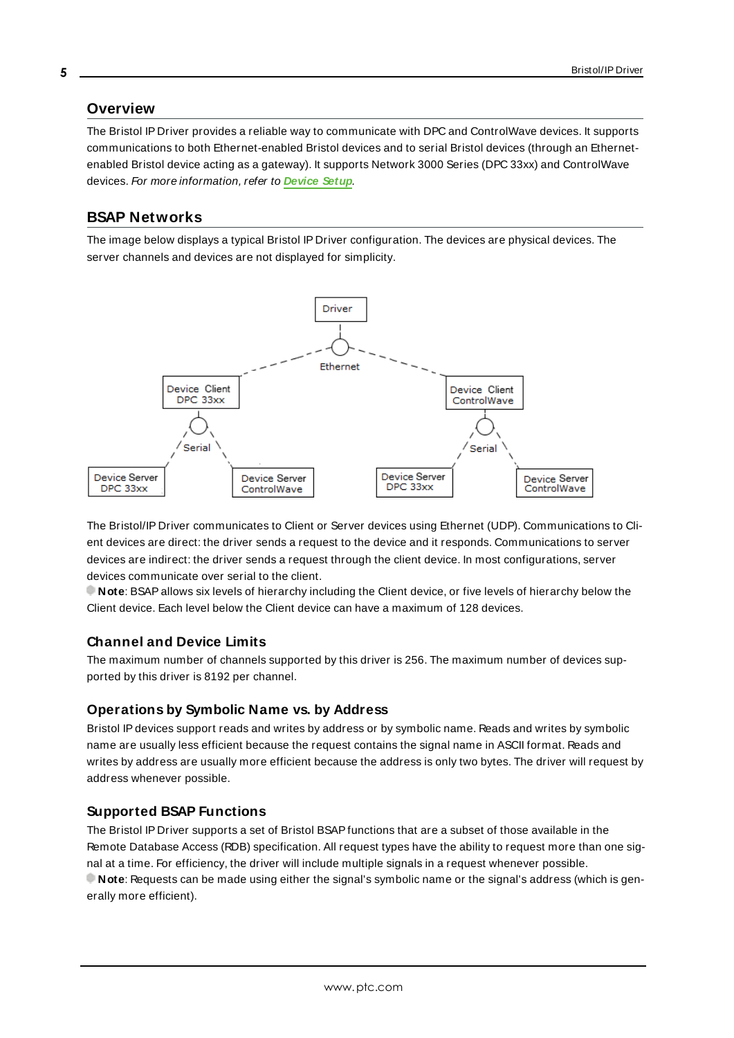## Overview

The Bristol IP Driver provides a reliable way to communicate with DPC and ControlWave devices. It supports communications to both Ethernet-enabled Bristol devices and to serial Bristol devices (through an Ethernet-enabled Bristol device acting as a gateway). It supports Network 3000 Series (DPC 33xx) and ControlWave devices. *For more information, refer to* ***Device Setup****.*

## BSAP Networks

The image below displays a typical Bristol IP Driver configuration. The devices are physical devices. The server channels and devices are not displayed for simplicity.

The Bristol/IP Driver communicates to Client or Server devices using Ethernet (UDP). Communications to Client devices are direct: the driver sends a request to the device and it responds. Communications to server devices are indirect: the driver sends a request through the client device. In most configurations, server devices communicate over serial to the client.

**Note**: BSAP allows six levels of hierarchy including the Client device, or five levels of hierarchy below the Client device. Each level below the Client device can have a maximum of 128 devices.

### Channel and Device Limits

The maximum number of channels supported by this driver is 256. The maximum number of devices supported by this driver is 8192 per channel.

### Operations by Symbolic Name vs. by Address

Bristol IP devices support reads and writes by address or by symbolic name. Reads and writes by symbolic name are usually less efficient because the request contains the signal name in ASCII format. Reads and writes by address are usually more efficient because the address is only two bytes. The driver will request by address whenever possible.

### Supported BSAP Functions

The Bristol IP Driver supports a set of Bristol BSAP functions that are a subset of those available in the Remote Database Access (RDB) specification. All request types have the ability to request more than one signal at a time. For efficiency, the driver will include multiple signals in a request whenever possible.

**Note**: Requests can be made using either the signal's symbolic name or the signal's address (which is generally more efficient).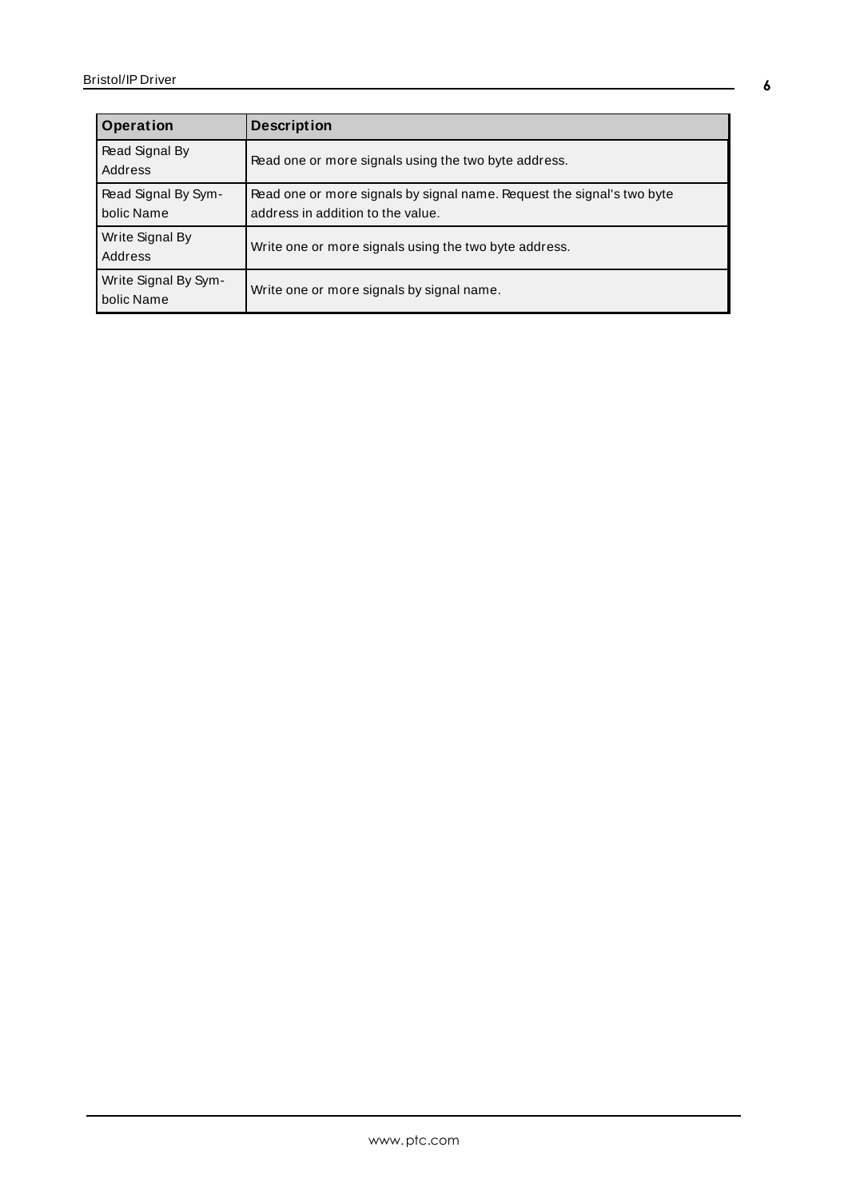| Operation | Description |
|---|---|
| Read Signal By Address | Read one or more signals using the two byte address. |
| Read Signal By Symbolic Name | Read one or more signals by signal name. Request the signal's two byte address in addition to the value. |
| Write Signal By Address | Write one or more signals using the two byte address. |
| Write Signal By Symbolic Name | Write one or more signals by signal name. |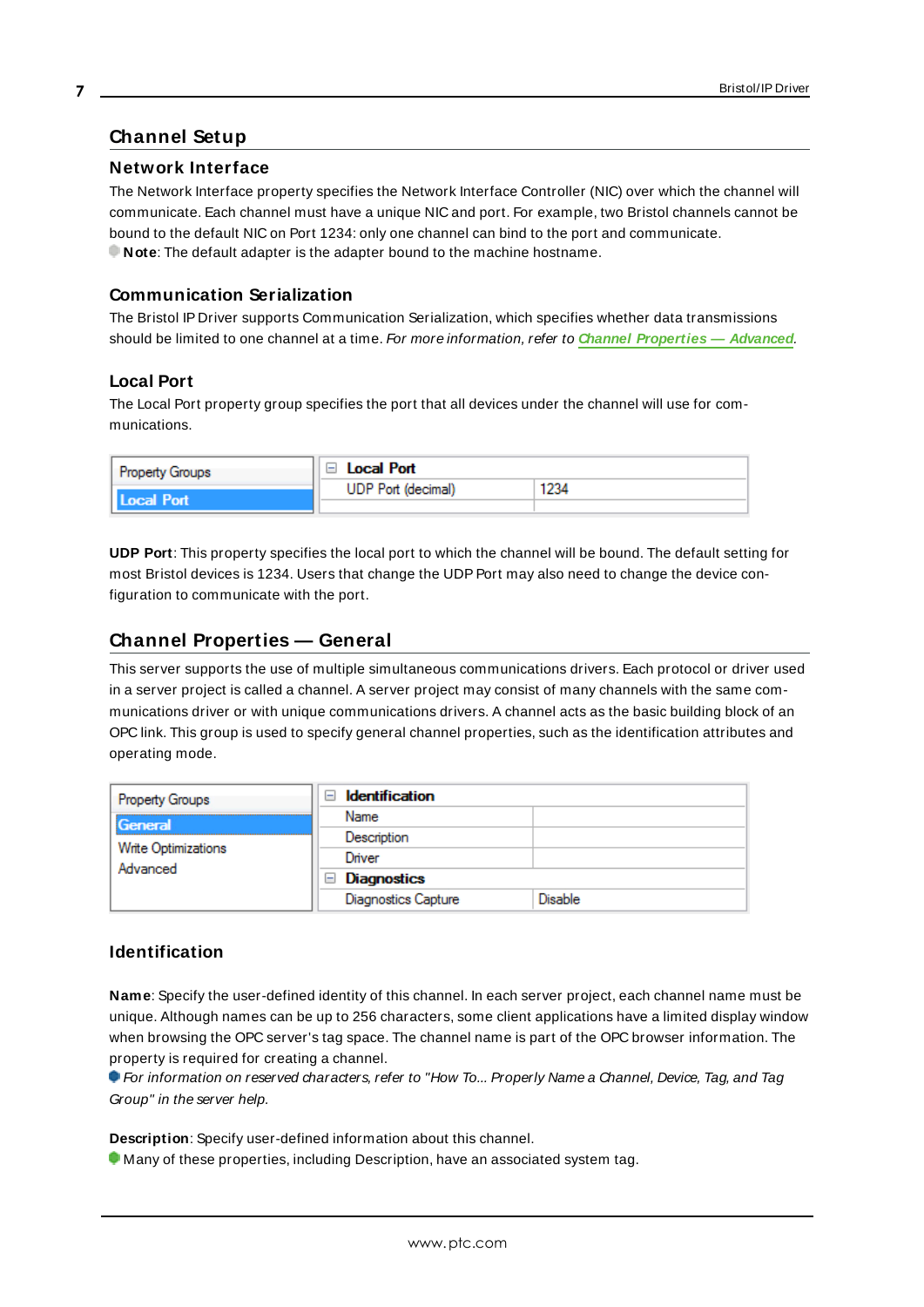# Channel Setup

## Network Interface

The Network Interface property specifies the Network Interface Controller (NIC) over which the channel will communicate. Each channel must have a unique NIC and port. For example, two Bristol channels cannot be bound to the default NIC on Port 1234: only one channel can bind to the port and communicate.
**Note**: The default adapter is the adapter bound to the machine hostname.

## Communication Serialization

The Bristol IP Driver supports Communication Serialization, which specifies whether data transmissions should be limited to one channel at a time. *For more information, refer to Channel Properties — Advanced.*

## Local Port

The Local Port property group specifies the port that all devices under the channel will use for communications.

| Property Groups | Local Port | |
|---|---|---|
| **Local Port** | UDP Port (decimal) | 1234 |

**UDP Port**: This property specifies the local port to which the channel will be bound. The default setting for most Bristol devices is 1234. Users that change the UDP Port may also need to change the device configuration to communicate with the port.

# Channel Properties — General

This server supports the use of multiple simultaneous communications drivers. Each protocol or driver used in a server project is called a channel. A server project may consist of many channels with the same communications driver or with unique communications drivers. A channel acts as the basic building block of an OPC link. This group is used to specify general channel properties, such as the identification attributes and operating mode.

| Property Groups | Identification | |
|---|---|---|
| **General** | Name | |
| Write Optimizations | Description | |
| Advanced | Driver | |
| | **Diagnostics** | |
| | Diagnostics Capture | Disable |

## Identification

**Name**: Specify the user-defined identity of this channel. In each server project, each channel name must be unique. Although names can be up to 256 characters, some client applications have a limited display window when browsing the OPC server's tag space. The channel name is part of the OPC browser information. The property is required for creating a channel.
*For information on reserved characters, refer to "How To... Properly Name a Channel, Device, Tag, and Tag Group" in the server help.*

**Description**: Specify user-defined information about this channel.
Many of these properties, including Description, have an associated system tag.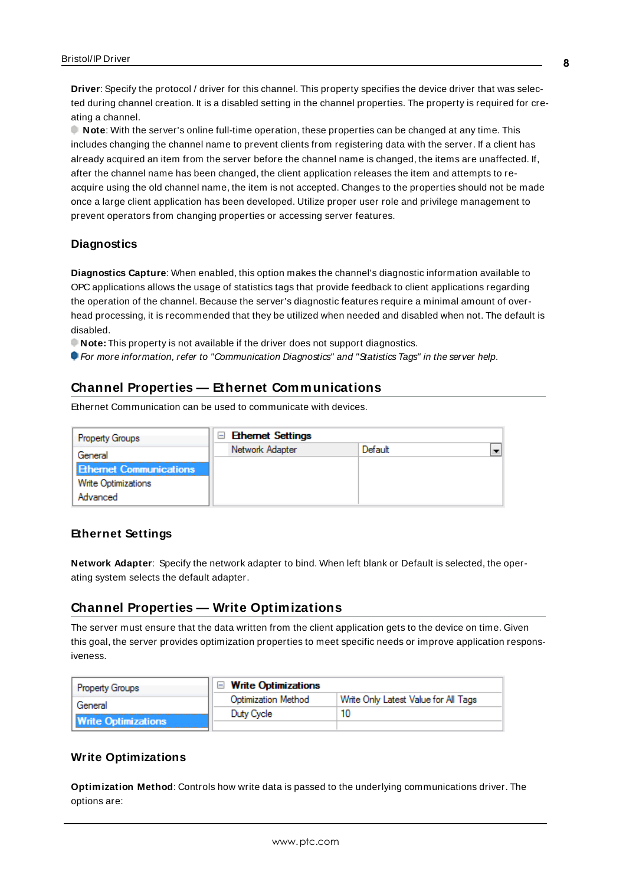**Driver**: Specify the protocol / driver for this channel. This property specifies the device driver that was selected during channel creation. It is a disabled setting in the channel properties. The property is required for creating a channel.

**Note**: With the server's online full-time operation, these properties can be changed at any time. This includes changing the channel name to prevent clients from registering data with the server. If a client has already acquired an item from the server before the channel name is changed, the items are unaffected. If, after the channel name has been changed, the client application releases the item and attempts to re-acquire using the old channel name, the item is not accepted. Changes to the properties should not be made once a large client application has been developed. Utilize proper user role and privilege management to prevent operators from changing properties or accessing server features.

### Diagnostics

**Diagnostics Capture**: When enabled, this option makes the channel's diagnostic information available to OPC applications allows the usage of statistics tags that provide feedback to client applications regarding the operation of the channel. Because the server's diagnostic features require a minimal amount of overhead processing, it is recommended that they be utilized when needed and disabled when not. The default is disabled.

**Note:** This property is not available if the driver does not support diagnostics.

*For more information, refer to "Communication Diagnostics" and "Statistics Tags" in the server help.*

## Channel Properties — Ethernet Communications

Ethernet Communication can be used to communicate with devices.

| Property Groups | Ethernet Settings | |
|---|---|---|
| General | Network Adapter | Default |
| **Ethernet Communications** | | |
| Write Optimizations | | |
| Advanced | | |

### Ethernet Settings

**Network Adapter**: Specify the network adapter to bind. When left blank or Default is selected, the operating system selects the default adapter.

## Channel Properties — Write Optimizations

The server must ensure that the data written from the client application gets to the device on time. Given this goal, the server provides optimization properties to meet specific needs or improve application responsiveness.

| Property Groups | Write Optimizations | |
|---|---|---|
| General | Optimization Method | Write Only Latest Value for All Tags |
| **Write Optimizations** | Duty Cycle | 10 |

### Write Optimizations

**Optimization Method**: Controls how write data is passed to the underlying communications driver. The options are: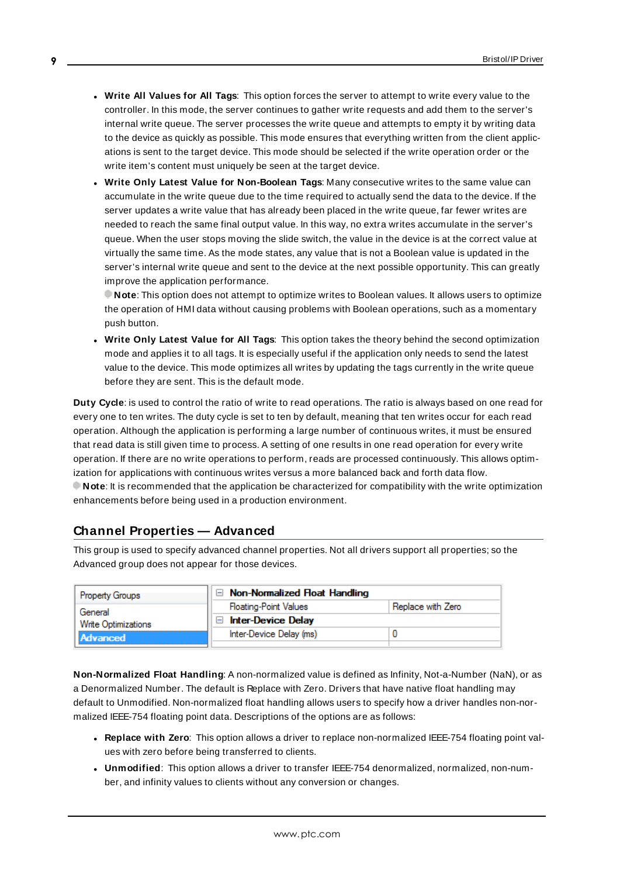- **Write All Values for All Tags**: This option forces the server to attempt to write every value to the controller. In this mode, the server continues to gather write requests and add them to the server's internal write queue. The server processes the write queue and attempts to empty it by writing data to the device as quickly as possible. This mode ensures that everything written from the client applications is sent to the target device. This mode should be selected if the write operation order or the write item's content must uniquely be seen at the target device.
- **Write Only Latest Value for Non-Boolean Tags**: Many consecutive writes to the same value can accumulate in the write queue due to the time required to actually send the data to the device. If the server updates a write value that has already been placed in the write queue, far fewer writes are needed to reach the same final output value. In this way, no extra writes accumulate in the server's queue. When the user stops moving the slide switch, the value in the device is at the correct value at virtually the same time. As the mode states, any value that is not a Boolean value is updated in the server's internal write queue and sent to the device at the next possible opportunity. This can greatly improve the application performance.
  **Note**: This option does not attempt to optimize writes to Boolean values. It allows users to optimize the operation of HMI data without causing problems with Boolean operations, such as a momentary push button.
- **Write Only Latest Value for All Tags**: This option takes the theory behind the second optimization mode and applies it to all tags. It is especially useful if the application only needs to send the latest value to the device. This mode optimizes all writes by updating the tags currently in the write queue before they are sent. This is the default mode.

**Duty Cycle**: is used to control the ratio of write to read operations. The ratio is always based on one read for every one to ten writes. The duty cycle is set to ten by default, meaning that ten writes occur for each read operation. Although the application is performing a large number of continuous writes, it must be ensured that read data is still given time to process. A setting of one results in one read operation for every write operation. If there are no write operations to perform, reads are processed continuously. This allows optimization for applications with continuous writes versus a more balanced back and forth data flow.
**Note**: It is recommended that the application be characterized for compatibility with the write optimization enhancements before being used in a production environment.

## Channel Properties — Advanced

This group is used to specify advanced channel properties. Not all drivers support all properties; so the Advanced group does not appear for those devices.

| Property Groups | Property | Value |
|---|---|---|
| General | **Non-Normalized Float Handling** | |
| Write Optimizations | Floating-Point Values | Replace with Zero |
| **Advanced** | **Inter-Device Delay** | |
| | Inter-Device Delay (ms) | 0 |

**Non-Normalized Float Handling**: A non-normalized value is defined as Infinity, Not-a-Number (NaN), or as a Denormalized Number. The default is Replace with Zero. Drivers that have native float handling may default to Unmodified. Non-normalized float handling allows users to specify how a driver handles non-normalized IEEE-754 floating point data. Descriptions of the options are as follows:

- **Replace with Zero**: This option allows a driver to replace non-normalized IEEE-754 floating point values with zero before being transferred to clients.
- **Unmodified**: This option allows a driver to transfer IEEE-754 denormalized, normalized, non-number, and infinity values to clients without any conversion or changes.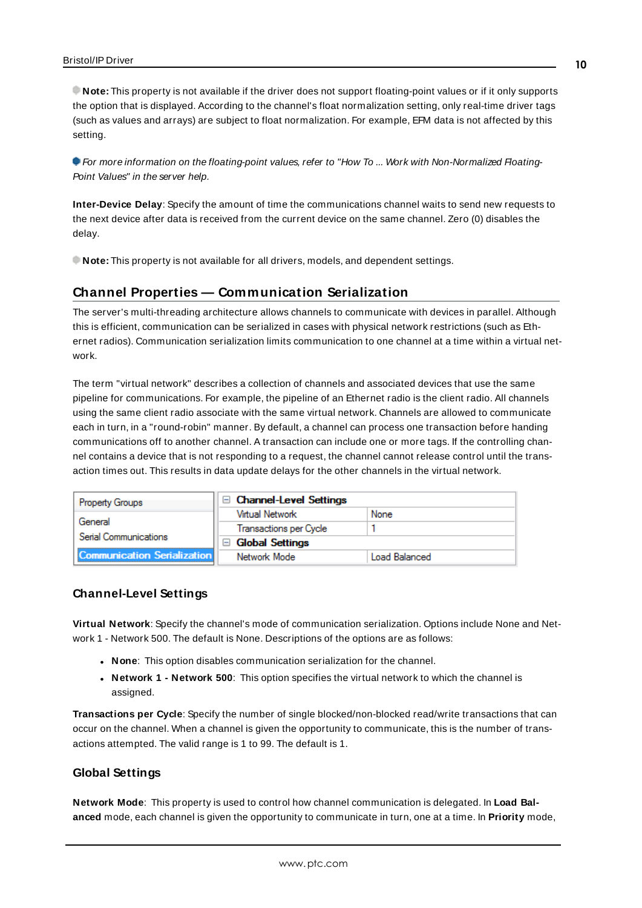**Note:** This property is not available if the driver does not support floating-point values or if it only supports the option that is displayed. According to the channel's float normalization setting, only real-time driver tags (such as values and arrays) are subject to float normalization. For example, EFM data is not affected by this setting.

*For more information on the floating-point values, refer to "How To ... Work with Non-Normalized Floating-Point Values" in the server help.*

**Inter-Device Delay**: Specify the amount of time the communications channel waits to send new requests to the next device after data is received from the current device on the same channel. Zero (0) disables the delay.

**Note:** This property is not available for all drivers, models, and dependent settings.

## Channel Properties — Communication Serialization

The server's multi-threading architecture allows channels to communicate with devices in parallel. Although this is efficient, communication can be serialized in cases with physical network restrictions (such as Ethernet radios). Communication serialization limits communication to one channel at a time within a virtual network.

The term "virtual network" describes a collection of channels and associated devices that use the same pipeline for communications. For example, the pipeline of an Ethernet radio is the client radio. All channels using the same client radio associate with the same virtual network. Channels are allowed to communicate each in turn, in a "round-robin" manner. By default, a channel can process one transaction before handing communications off to another channel. A transaction can include one or more tags. If the controlling channel contains a device that is not responding to a request, the channel cannot release control until the transaction times out. This results in data update delays for the other channels in the virtual network.

| Property Groups | Channel-Level Settings | |
|---|---|---|
| General | Virtual Network | None |
| Serial Communications | Transactions per Cycle | 1 |
| Communication Serialization | Global Settings | |
| | Network Mode | Load Balanced |

### Channel-Level Settings

**Virtual Network**: Specify the channel's mode of communication serialization. Options include None and Network 1 - Network 500. The default is None. Descriptions of the options are as follows:

- **None**: This option disables communication serialization for the channel.
- **Network 1 - Network 500**: This option specifies the virtual network to which the channel is assigned.

**Transactions per Cycle**: Specify the number of single blocked/non-blocked read/write transactions that can occur on the channel. When a channel is given the opportunity to communicate, this is the number of transactions attempted. The valid range is 1 to 99. The default is 1.

### Global Settings

**Network Mode**: This property is used to control how channel communication is delegated. In **Load Balanced** mode, each channel is given the opportunity to communicate in turn, one at a time. In **Priority** mode,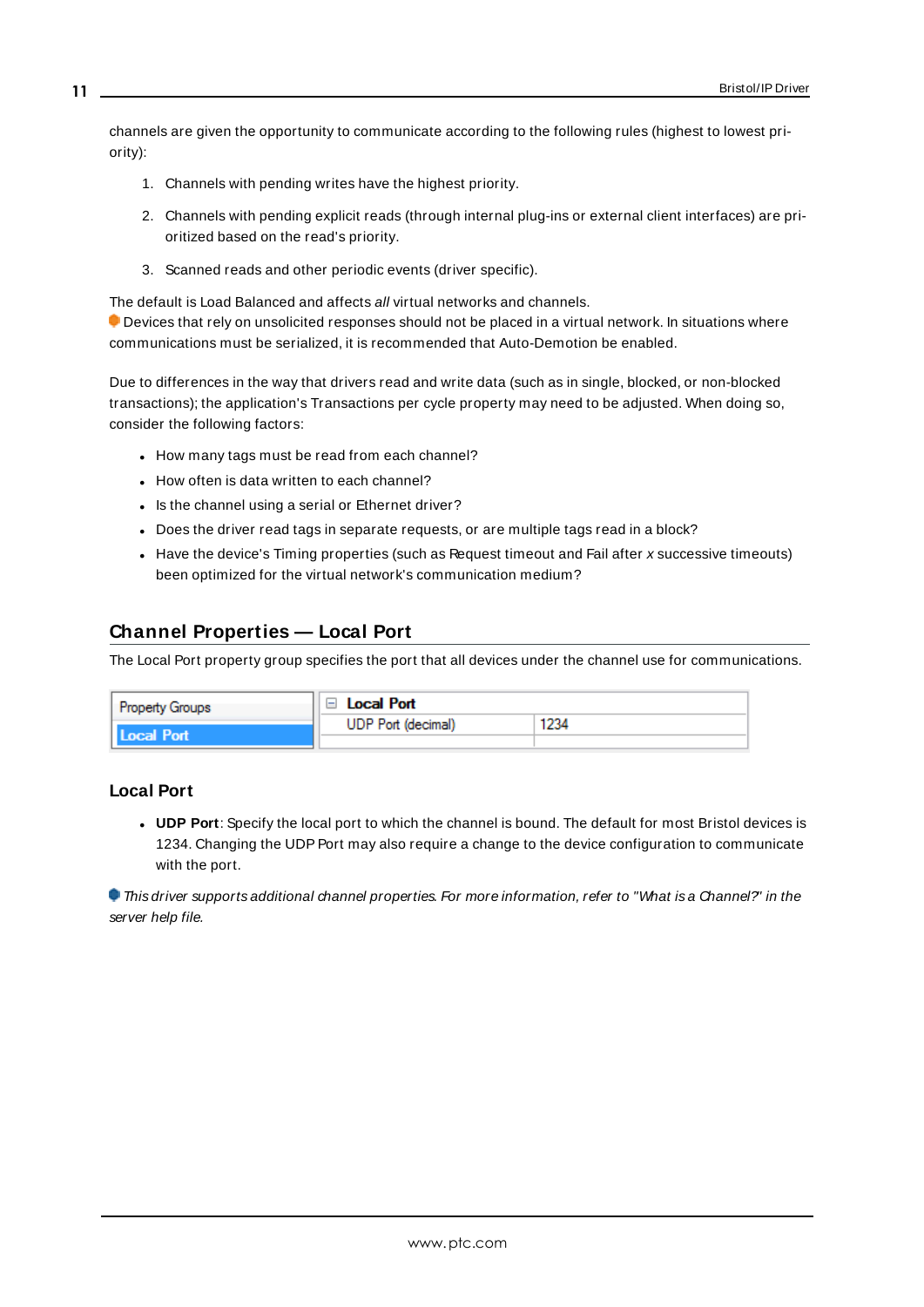channels are given the opportunity to communicate according to the following rules (highest to lowest priority):

1. Channels with pending writes have the highest priority.
2. Channels with pending explicit reads (through internal plug-ins or external client interfaces) are prioritized based on the read's priority.
3. Scanned reads and other periodic events (driver specific).

The default is Load Balanced and affects *all* virtual networks and channels.
Devices that rely on unsolicited responses should not be placed in a virtual network. In situations where communications must be serialized, it is recommended that Auto-Demotion be enabled.

Due to differences in the way that drivers read and write data (such as in single, blocked, or non-blocked transactions); the application's Transactions per cycle property may need to be adjusted. When doing so, consider the following factors:

- How many tags must be read from each channel?
- How often is data written to each channel?
- Is the channel using a serial or Ethernet driver?
- Does the driver read tags in separate requests, or are multiple tags read in a block?
- Have the device's Timing properties (such as Request timeout and Fail after *x* successive timeouts) been optimized for the virtual network's communication medium?

## Channel Properties — Local Port

The Local Port property group specifies the port that all devices under the channel use for communications.

| Property Groups | Local Port | |
|---|---|---|
| Local Port | UDP Port (decimal) | 1234 |

### Local Port

- **UDP Port**: Specify the local port to which the channel is bound. The default for most Bristol devices is 1234. Changing the UDP Port may also require a change to the device configuration to communicate with the port.

*This driver supports additional channel properties. For more information, refer to "What is a Channel?" in the server help file.*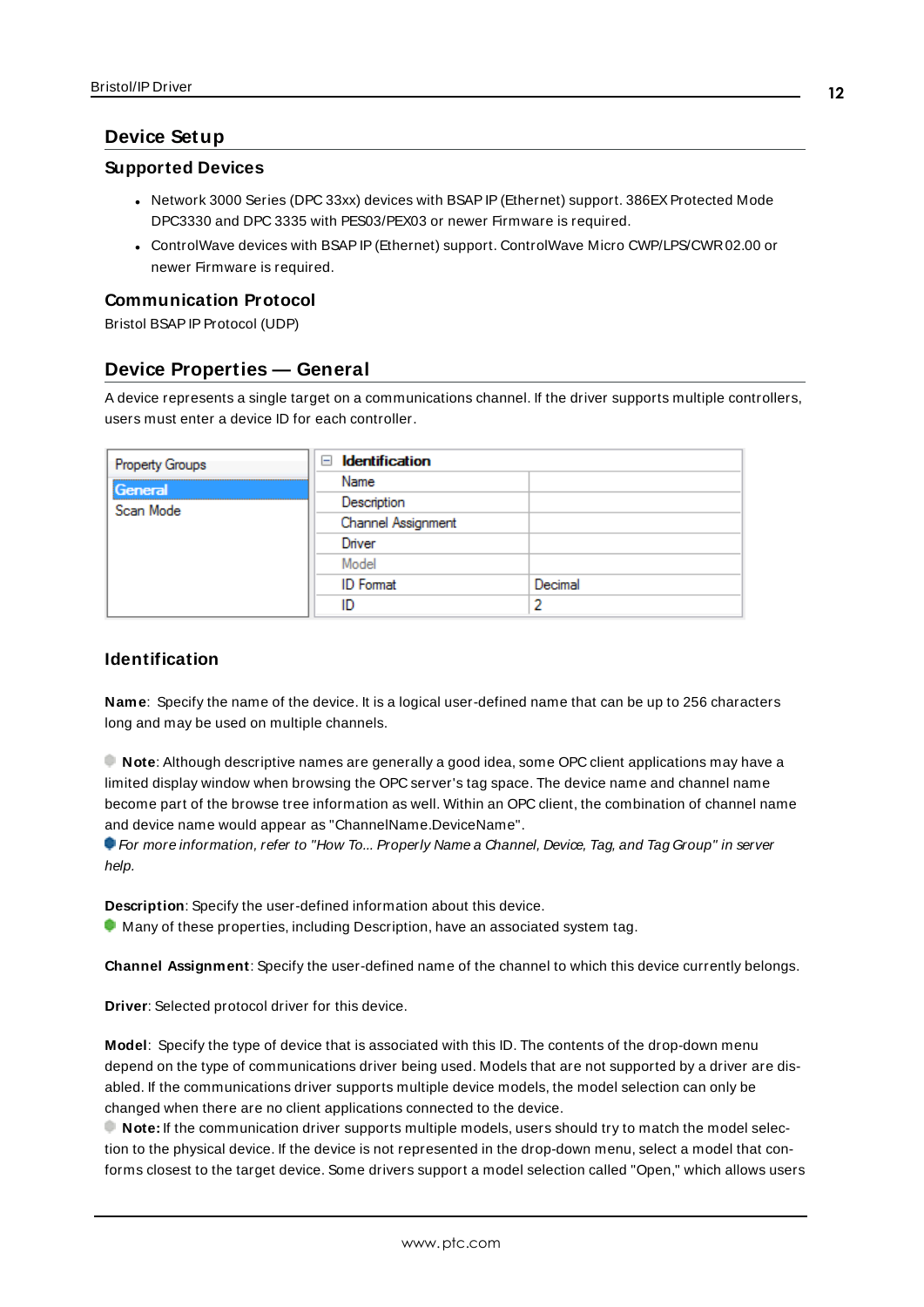# Device Setup

## Supported Devices

- Network 3000 Series (DPC 33xx) devices with BSAP IP (Ethernet) support. 386EX Protected Mode DPC3330 and DPC 3335 with PES03/PEX03 or newer Firmware is required.
- ControlWave devices with BSAP IP (Ethernet) support. ControlWave Micro CWP/LPS/CWR 02.00 or newer Firmware is required.

## Communication Protocol

Bristol BSAP IP Protocol (UDP)

# Device Properties — General

A device represents a single target on a communications channel. If the driver supports multiple controllers, users must enter a device ID for each controller.

| Property Groups | Identification | |
|---|---|---|
| General | Name | |
| Scan Mode | Description | |
| | Channel Assignment | |
| | Driver | |
| | Model | |
| | ID Format | Decimal |
| | ID | 2 |

## Identification

**Name**: Specify the name of the device. It is a logical user-defined name that can be up to 256 characters long and may be used on multiple channels.

**Note**: Although descriptive names are generally a good idea, some OPC client applications may have a limited display window when browsing the OPC server's tag space. The device name and channel name become part of the browse tree information as well. Within an OPC client, the combination of channel name and device name would appear as "ChannelName.DeviceName".

*For more information, refer to "How To... Properly Name a Channel, Device, Tag, and Tag Group" in server help.*

**Description**: Specify the user-defined information about this device.

Many of these properties, including Description, have an associated system tag.

**Channel Assignment**: Specify the user-defined name of the channel to which this device currently belongs.

**Driver**: Selected protocol driver for this device.

**Model**: Specify the type of device that is associated with this ID. The contents of the drop-down menu depend on the type of communications driver being used. Models that are not supported by a driver are disabled. If the communications driver supports multiple device models, the model selection can only be changed when there are no client applications connected to the device.

**Note:** If the communication driver supports multiple models, users should try to match the model selection to the physical device. If the device is not represented in the drop-down menu, select a model that conforms closest to the target device. Some drivers support a model selection called "Open," which allows users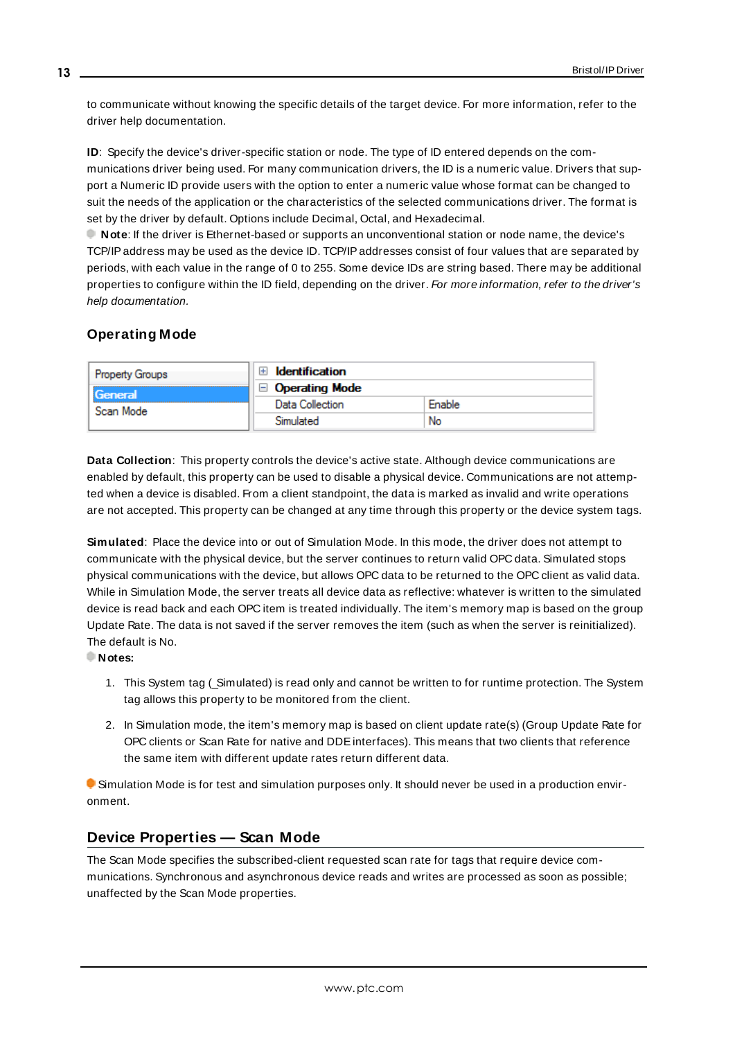to communicate without knowing the specific details of the target device. For more information, refer to the driver help documentation.

**ID**: Specify the device's driver-specific station or node. The type of ID entered depends on the communications driver being used. For many communication drivers, the ID is a numeric value. Drivers that support a Numeric ID provide users with the option to enter a numeric value whose format can be changed to suit the needs of the application or the characteristics of the selected communications driver. The format is set by the driver by default. Options include Decimal, Octal, and Hexadecimal.

**Note**: If the driver is Ethernet-based or supports an unconventional station or node name, the device's TCP/IP address may be used as the device ID. TCP/IP addresses consist of four values that are separated by periods, with each value in the range of 0 to 255. Some device IDs are string based. There may be additional properties to configure within the ID field, depending on the driver. *For more information, refer to the driver's help documentation.*

### Operating Mode

| Property Groups | | |
|---|---|---|
| General | **Identification** | |
| Scan Mode | **Operating Mode** | |
| | Data Collection | Enable |
| | Simulated | No |

**Data Collection**: This property controls the device's active state. Although device communications are enabled by default, this property can be used to disable a physical device. Communications are not attempted when a device is disabled. From a client standpoint, the data is marked as invalid and write operations are not accepted. This property can be changed at any time through this property or the device system tags.

**Simulated**: Place the device into or out of Simulation Mode. In this mode, the driver does not attempt to communicate with the physical device, but the server continues to return valid OPC data. Simulated stops physical communications with the device, but allows OPC data to be returned to the OPC client as valid data. While in Simulation Mode, the server treats all device data as reflective: whatever is written to the simulated device is read back and each OPC item is treated individually. The item's memory map is based on the group Update Rate. The data is not saved if the server removes the item (such as when the server is reinitialized). The default is No.

**Notes:**

1. This System tag (_Simulated) is read only and cannot be written to for runtime protection. The System tag allows this property to be monitored from the client.

2. In Simulation mode, the item's memory map is based on client update rate(s) (Group Update Rate for OPC clients or Scan Rate for native and DDE interfaces). This means that two clients that reference the same item with different update rates return different data.

Simulation Mode is for test and simulation purposes only. It should never be used in a production environment.

## Device Properties — Scan Mode

The Scan Mode specifies the subscribed-client requested scan rate for tags that require device communications. Synchronous and asynchronous device reads and writes are processed as soon as possible; unaffected by the Scan Mode properties.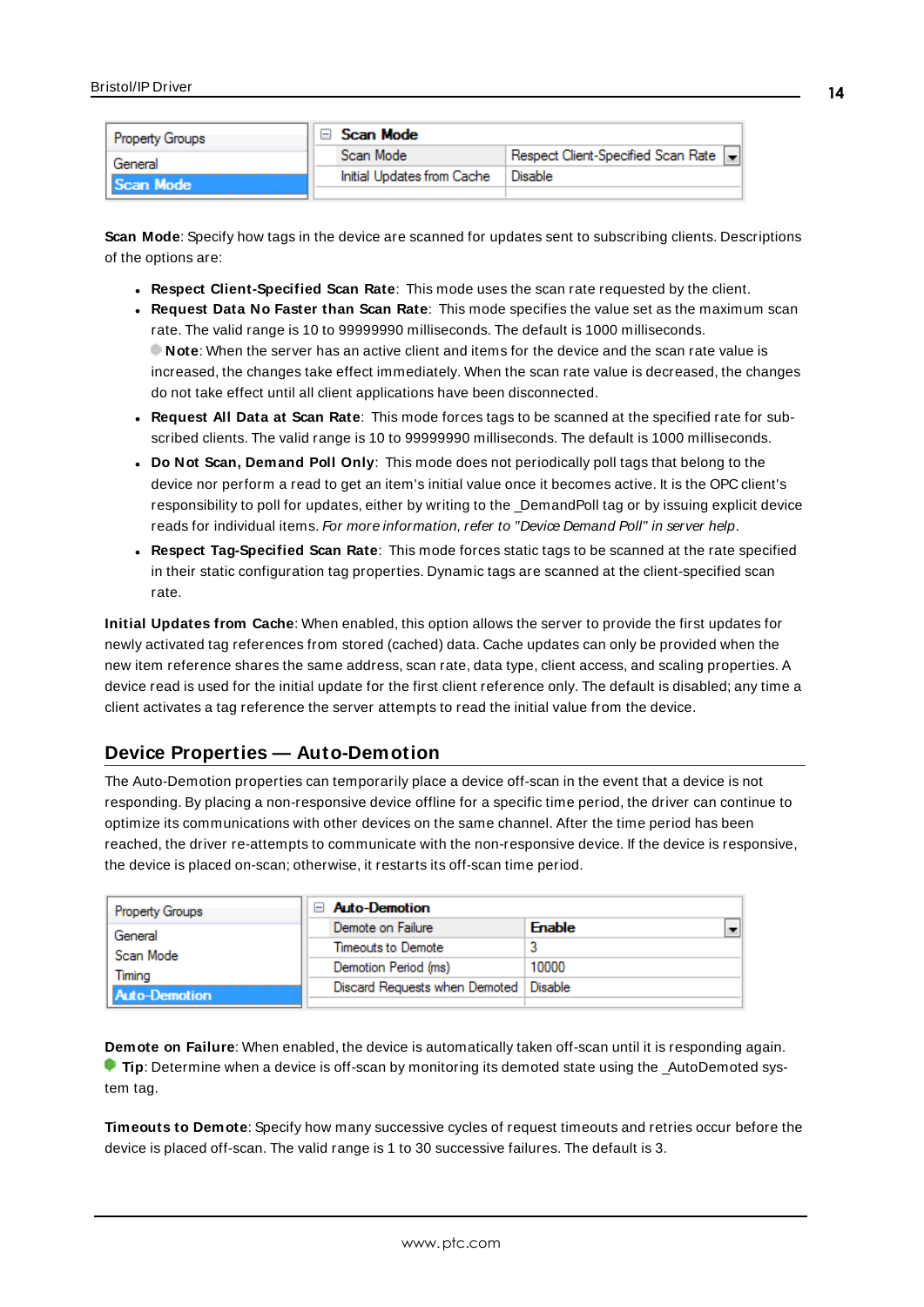| Property Groups | Scan Mode | |
|---|---|---|
| General | Scan Mode | Respect Client-Specified Scan Rate |
| Scan Mode | Initial Updates from Cache | Disable |

**Scan Mode**: Specify how tags in the device are scanned for updates sent to subscribing clients. Descriptions of the options are:

- **Respect Client-Specified Scan Rate**: This mode uses the scan rate requested by the client.
- **Request Data No Faster than Scan Rate**: This mode specifies the value set as the maximum scan rate. The valid range is 10 to 99999990 milliseconds. The default is 1000 milliseconds.
  **Note**: When the server has an active client and items for the device and the scan rate value is increased, the changes take effect immediately. When the scan rate value is decreased, the changes do not take effect until all client applications have been disconnected.
- **Request All Data at Scan Rate**: This mode forces tags to be scanned at the specified rate for subscribed clients. The valid range is 10 to 99999990 milliseconds. The default is 1000 milliseconds.
- **Do Not Scan, Demand Poll Only**: This mode does not periodically poll tags that belong to the device nor perform a read to get an item's initial value once it becomes active. It is the OPC client's responsibility to poll for updates, either by writing to the _DemandPoll tag or by issuing explicit device reads for individual items. *For more information, refer to "Device Demand Poll" in server help*.
- **Respect Tag-Specified Scan Rate**: This mode forces static tags to be scanned at the rate specified in their static configuration tag properties. Dynamic tags are scanned at the client-specified scan rate.

**Initial Updates from Cache**: When enabled, this option allows the server to provide the first updates for newly activated tag references from stored (cached) data. Cache updates can only be provided when the new item reference shares the same address, scan rate, data type, client access, and scaling properties. A device read is used for the initial update for the first client reference only. The default is disabled; any time a client activates a tag reference the server attempts to read the initial value from the device.

## Device Properties — Auto-Demotion

The Auto-Demotion properties can temporarily place a device off-scan in the event that a device is not responding. By placing a non-responsive device offline for a specific time period, the driver can continue to optimize its communications with other devices on the same channel. After the time period has been reached, the driver re-attempts to communicate with the non-responsive device. If the device is responsive, the device is placed on-scan; otherwise, it restarts its off-scan time period.

| Property Groups | Auto-Demotion | |
|---|---|---|
| General | Demote on Failure | Enable |
| Scan Mode | Timeouts to Demote | 3 |
| Timing | Demotion Period (ms) | 10000 |
| Auto-Demotion | Discard Requests when Demoted | Disable |

**Demote on Failure**: When enabled, the device is automatically taken off-scan until it is responding again.
**Tip**: Determine when a device is off-scan by monitoring its demoted state using the _AutoDemoted system tag.

**Timeouts to Demote**: Specify how many successive cycles of request timeouts and retries occur before the device is placed off-scan. The valid range is 1 to 30 successive failures. The default is 3.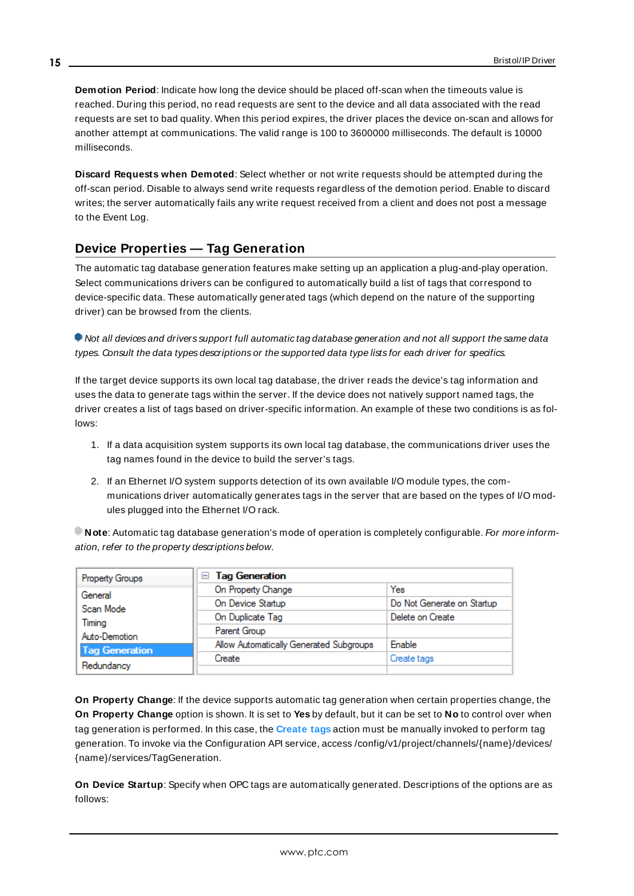**Demotion Period**: Indicate how long the device should be placed off-scan when the timeouts value is reached. During this period, no read requests are sent to the device and all data associated with the read requests are set to bad quality. When this period expires, the driver places the device on-scan and allows for another attempt at communications. The valid range is 100 to 3600000 milliseconds. The default is 10000 milliseconds.

**Discard Requests when Demoted**: Select whether or not write requests should be attempted during the off-scan period. Disable to always send write requests regardless of the demotion period. Enable to discard writes; the server automatically fails any write request received from a client and does not post a message to the Event Log.

## Device Properties — Tag Generation

The automatic tag database generation features make setting up an application a plug-and-play operation. Select communications drivers can be configured to automatically build a list of tags that correspond to device-specific data. These automatically generated tags (which depend on the nature of the supporting driver) can be browsed from the clients.

*Not all devices and drivers support full automatic tag database generation and not all support the same data types. Consult the data types descriptions or the supported data type lists for each driver for specifics.*

If the target device supports its own local tag database, the driver reads the device's tag information and uses the data to generate tags within the server. If the device does not natively support named tags, the driver creates a list of tags based on driver-specific information. An example of these two conditions is as follows:

1. If a data acquisition system supports its own local tag database, the communications driver uses the tag names found in the device to build the server's tags.
2. If an Ethernet I/O system supports detection of its own available I/O module types, the communications driver automatically generates tags in the server that are based on the types of I/O modules plugged into the Ethernet I/O rack.

**Note**: Automatic tag database generation's mode of operation is completely configurable. *For more information, refer to the property descriptions below.*

| Property Groups | Tag Generation | |
|---|---|---|
| General | On Property Change | Yes |
| Scan Mode | On Device Startup | Do Not Generate on Startup |
| Timing | On Duplicate Tag | Delete on Create |
| Auto-Demotion | Parent Group | |
| **Tag Generation** | Allow Automatically Generated Subgroups | Enable |
| Redundancy | Create | Create tags |

**On Property Change**: If the device supports automatic tag generation when certain properties change, the **On Property Change** option is shown. It is set to **Yes** by default, but it can be set to **No** to control over when tag generation is performed. In this case, the **Create tags** action must be manually invoked to perform tag generation. To invoke via the Configuration API service, access /config/v1/project/channels/{name}/devices/{name}/services/TagGeneration.

**On Device Startup**: Specify when OPC tags are automatically generated. Descriptions of the options are as follows: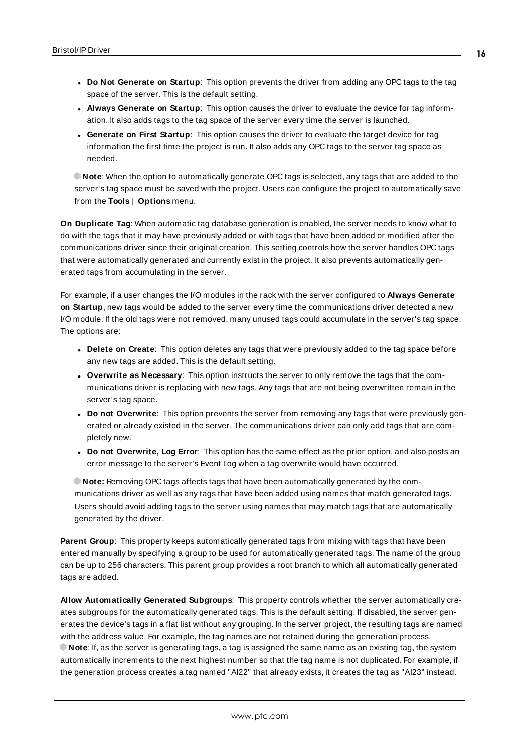- **Do Not Generate on Startup**: This option prevents the driver from adding any OPC tags to the tag space of the server. This is the default setting.
- **Always Generate on Startup**: This option causes the driver to evaluate the device for tag information. It also adds tags to the tag space of the server every time the server is launched.
- **Generate on First Startup**: This option causes the driver to evaluate the target device for tag information the first time the project is run. It also adds any OPC tags to the server tag space as needed.

**Note**: When the option to automatically generate OPC tags is selected, any tags that are added to the server's tag space must be saved with the project. Users can configure the project to automatically save from the **Tools** | **Options** menu.

**On Duplicate Tag**: When automatic tag database generation is enabled, the server needs to know what to do with the tags that it may have previously added or with tags that have been added or modified after the communications driver since their original creation. This setting controls how the server handles OPC tags that were automatically generated and currently exist in the project. It also prevents automatically generated tags from accumulating in the server.

For example, if a user changes the I/O modules in the rack with the server configured to **Always Generate on Startup**, new tags would be added to the server every time the communications driver detected a new I/O module. If the old tags were not removed, many unused tags could accumulate in the server's tag space. The options are:

- **Delete on Create**: This option deletes any tags that were previously added to the tag space before any new tags are added. This is the default setting.
- **Overwrite as Necessary**: This option instructs the server to only remove the tags that the communications driver is replacing with new tags. Any tags that are not being overwritten remain in the server's tag space.
- **Do not Overwrite**: This option prevents the server from removing any tags that were previously generated or already existed in the server. The communications driver can only add tags that are completely new.
- **Do not Overwrite, Log Error**: This option has the same effect as the prior option, and also posts an error message to the server's Event Log when a tag overwrite would have occurred.

**Note:** Removing OPC tags affects tags that have been automatically generated by the communications driver as well as any tags that have been added using names that match generated tags. Users should avoid adding tags to the server using names that may match tags that are automatically generated by the driver.

**Parent Group**: This property keeps automatically generated tags from mixing with tags that have been entered manually by specifying a group to be used for automatically generated tags. The name of the group can be up to 256 characters. This parent group provides a root branch to which all automatically generated tags are added.

**Allow Automatically Generated Subgroups**: This property controls whether the server automatically creates subgroups for the automatically generated tags. This is the default setting. If disabled, the server generates the device's tags in a flat list without any grouping. In the server project, the resulting tags are named with the address value. For example, the tag names are not retained during the generation process.
**Note**: If, as the server is generating tags, a tag is assigned the same name as an existing tag, the system automatically increments to the next highest number so that the tag name is not duplicated. For example, if the generation process creates a tag named "AI22" that already exists, it creates the tag as "AI23" instead.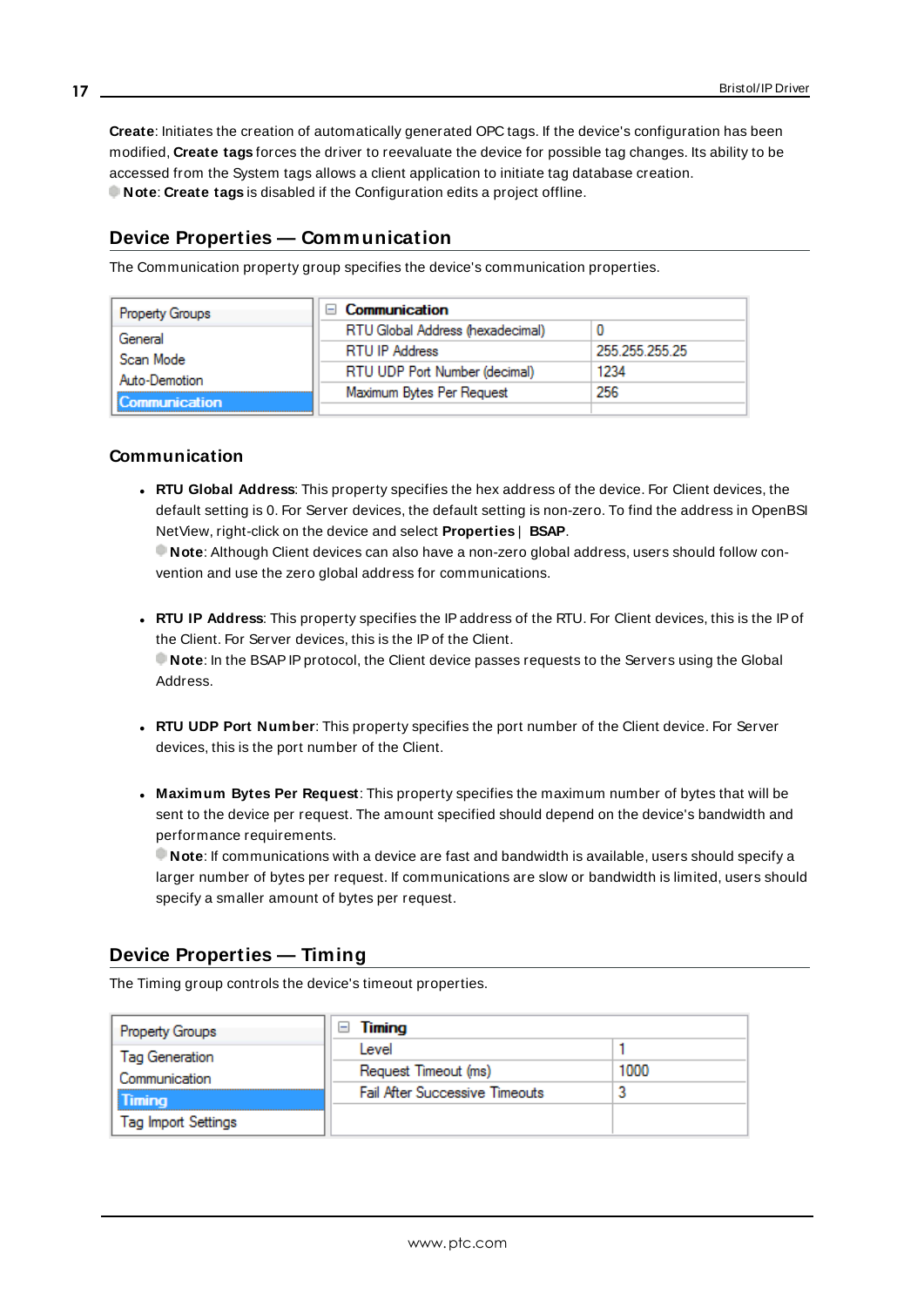**Create**: Initiates the creation of automatically generated OPC tags. If the device's configuration has been modified, **Create tags** forces the driver to reevaluate the device for possible tag changes. Its ability to be accessed from the System tags allows a client application to initiate tag database creation.

**Note**: **Create tags** is disabled if the Configuration edits a project offline.

## Device Properties — Communication

The Communication property group specifies the device's communication properties.

| Property Groups |
|---|
| General |
| Scan Mode |
| Auto-Demotion |
| Communication |

| Communication | |
|---|---|
| RTU Global Address (hexadecimal) | 0 |
| RTU IP Address | 255.255.255.25 |
| RTU UDP Port Number (decimal) | 1234 |
| Maximum Bytes Per Request | 256 |

### Communication

- **RTU Global Address**: This property specifies the hex address of the device. For Client devices, the default setting is 0. For Server devices, the default setting is non-zero. To find the address in OpenBSI NetView, right-click on the device and select **Properties** | **BSAP**.
  **Note**: Although Client devices can also have a non-zero global address, users should follow convention and use the zero global address for communications.

- **RTU IP Address**: This property specifies the IP address of the RTU. For Client devices, this is the IP of the Client. For Server devices, this is the IP of the Client.
  **Note**: In the BSAP IP protocol, the Client device passes requests to the Servers using the Global Address.

- **RTU UDP Port Number**: This property specifies the port number of the Client device. For Server devices, this is the port number of the Client.

- **Maximum Bytes Per Request**: This property specifies the maximum number of bytes that will be sent to the device per request. The amount specified should depend on the device's bandwidth and performance requirements.
  **Note**: If communications with a device are fast and bandwidth is available, users should specify a larger number of bytes per request. If communications are slow or bandwidth is limited, users should specify a smaller amount of bytes per request.

## Device Properties — Timing

The Timing group controls the device's timeout properties.

| Property Groups |
|---|
| Tag Generation |
| Communication |
| Timing |
| Tag Import Settings |

| Timing | |
|---|---|
| Level | 1 |
| Request Timeout (ms) | 1000 |
| Fail After Successive Timeouts | 3 |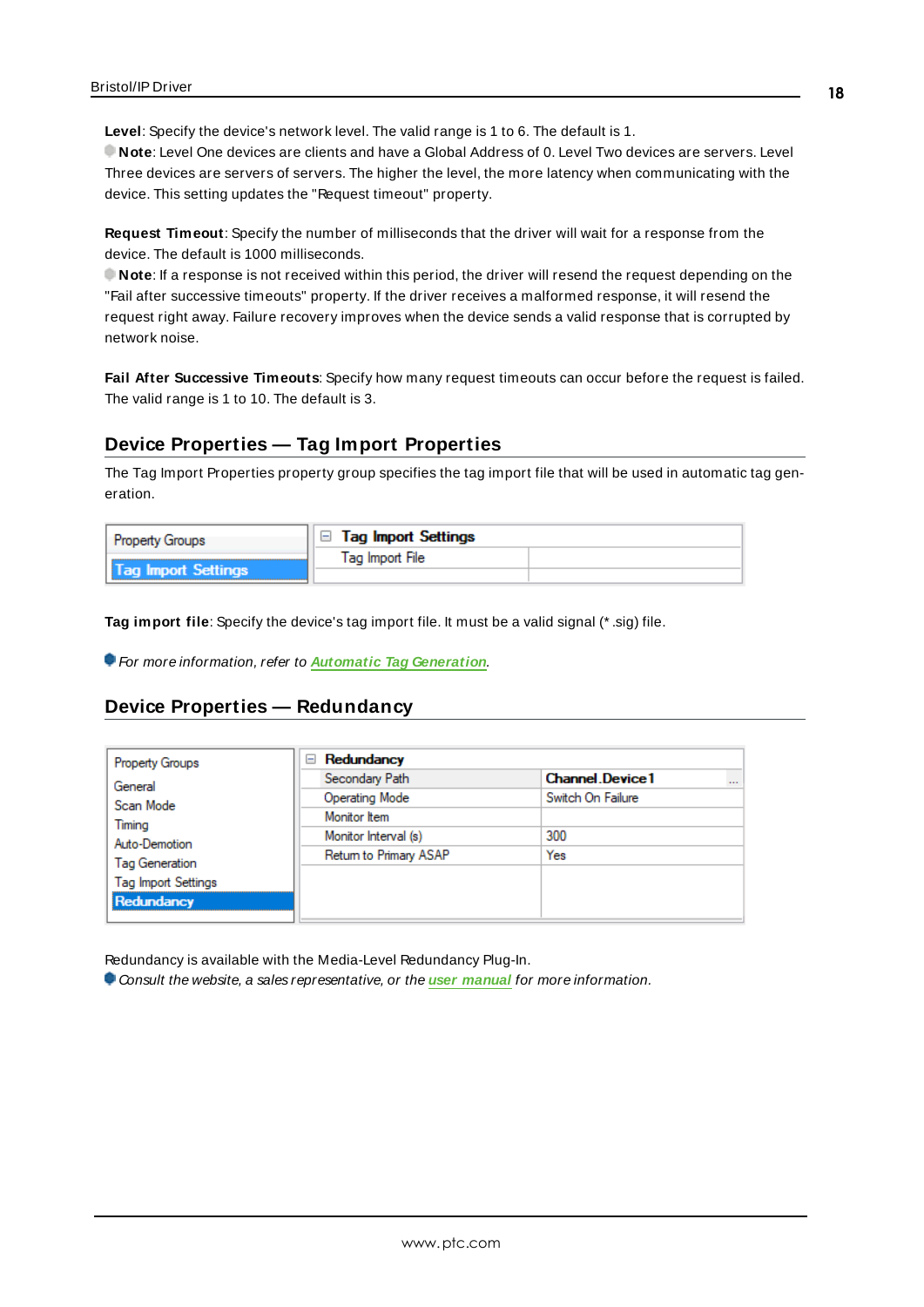**Level**: Specify the device's network level. The valid range is 1 to 6. The default is 1.

**Note**: Level One devices are clients and have a Global Address of 0. Level Two devices are servers. Level Three devices are servers of servers. The higher the level, the more latency when communicating with the device. This setting updates the "Request timeout" property.

**Request Timeout**: Specify the number of milliseconds that the driver will wait for a response from the device. The default is 1000 milliseconds.

**Note**: If a response is not received within this period, the driver will resend the request depending on the "Fail after successive timeouts" property. If the driver receives a malformed response, it will resend the request right away. Failure recovery improves when the device sends a valid response that is corrupted by network noise.

**Fail After Successive Timeouts**: Specify how many request timeouts can occur before the request is failed. The valid range is 1 to 10. The default is 3.

## Device Properties — Tag Import Properties

The Tag Import Properties property group specifies the tag import file that will be used in automatic tag generation.

| Property Groups | Tag Import Settings | |
|---|---|---|
| **Tag Import Settings** | Tag Import File | |

**Tag import file**: Specify the device's tag import file. It must be a valid signal (*.sig) file.

*For more information, refer to* ***Automatic Tag Generation****.*

## Device Properties — Redundancy

| Property Groups | Redundancy | |
|---|---|---|
| General | Secondary Path | Channel.Device1 |
| Scan Mode | Operating Mode | Switch On Failure |
| Timing | Monitor Item | |
| Auto-Demotion | Monitor Interval (s) | 300 |
| Tag Generation | Return to Primary ASAP | Yes |
| Tag Import Settings | | |
| **Redundancy** | | |

Redundancy is available with the Media-Level Redundancy Plug-In.

*Consult the website, a sales representative, or the* ***user manual*** *for more information.*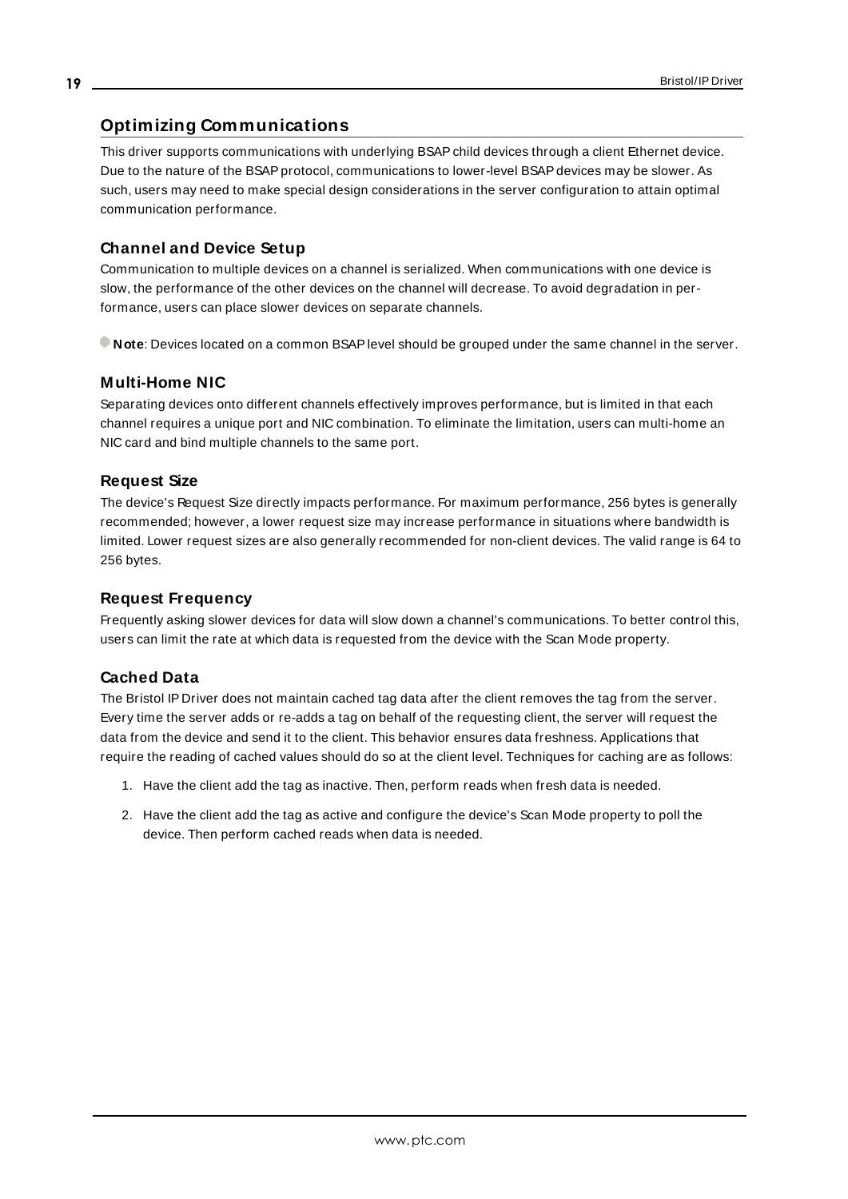## Optimizing Communications

This driver supports communications with underlying BSAP child devices through a client Ethernet device. Due to the nature of the BSAP protocol, communications to lower-level BSAP devices may be slower. As such, users may need to make special design considerations in the server configuration to attain optimal communication performance.

### Channel and Device Setup

Communication to multiple devices on a channel is serialized. When communications with one device is slow, the performance of the other devices on the channel will decrease. To avoid degradation in performance, users can place slower devices on separate channels.

**Note**: Devices located on a common BSAP level should be grouped under the same channel in the server.

### Multi-Home NIC

Separating devices onto different channels effectively improves performance, but is limited in that each channel requires a unique port and NIC combination. To eliminate the limitation, users can multi-home an NIC card and bind multiple channels to the same port.

### Request Size

The device's Request Size directly impacts performance. For maximum performance, 256 bytes is generally recommended; however, a lower request size may increase performance in situations where bandwidth is limited. Lower request sizes are also generally recommended for non-client devices. The valid range is 64 to 256 bytes.

### Request Frequency

Frequently asking slower devices for data will slow down a channel's communications. To better control this, users can limit the rate at which data is requested from the device with the Scan Mode property.

### Cached Data

The Bristol IP Driver does not maintain cached tag data after the client removes the tag from the server. Every time the server adds or re-adds a tag on behalf of the requesting client, the server will request the data from the device and send it to the client. This behavior ensures data freshness. Applications that require the reading of cached values should do so at the client level. Techniques for caching are as follows:

1. Have the client add the tag as inactive. Then, perform reads when fresh data is needed.
2. Have the client add the tag as active and configure the device's Scan Mode property to poll the device. Then perform cached reads when data is needed.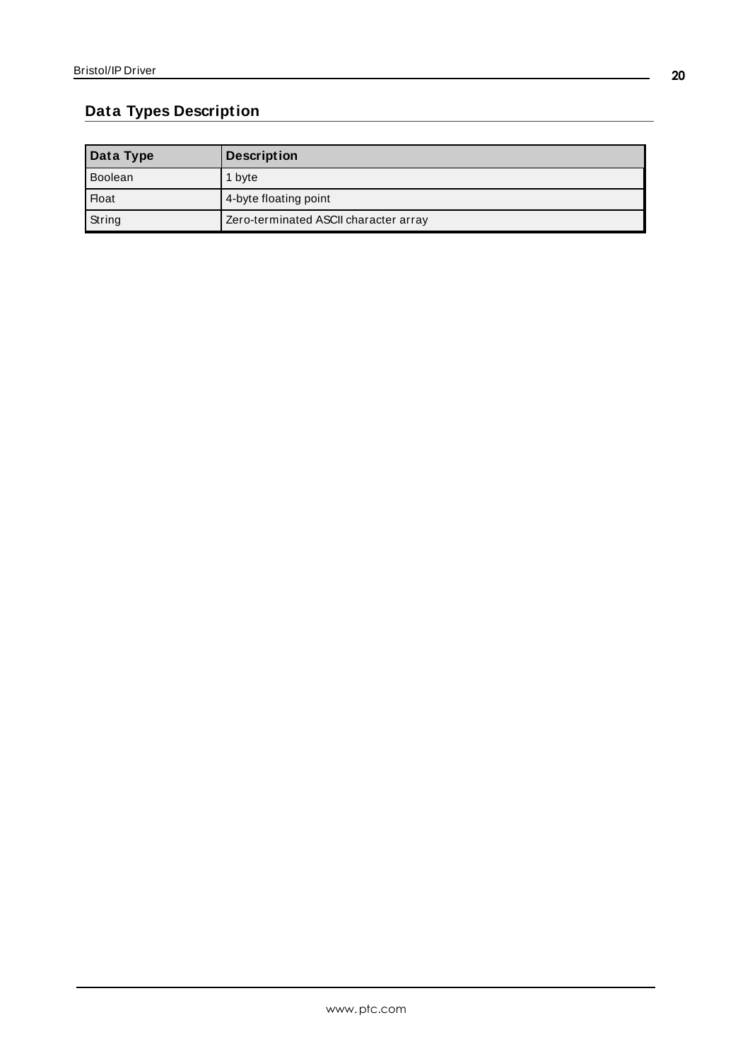## Data Types Description

| Data Type | Description |
| --- | --- |
| Boolean | 1 byte |
| Float | 4-byte floating point |
| String | Zero-terminated ASCII character array |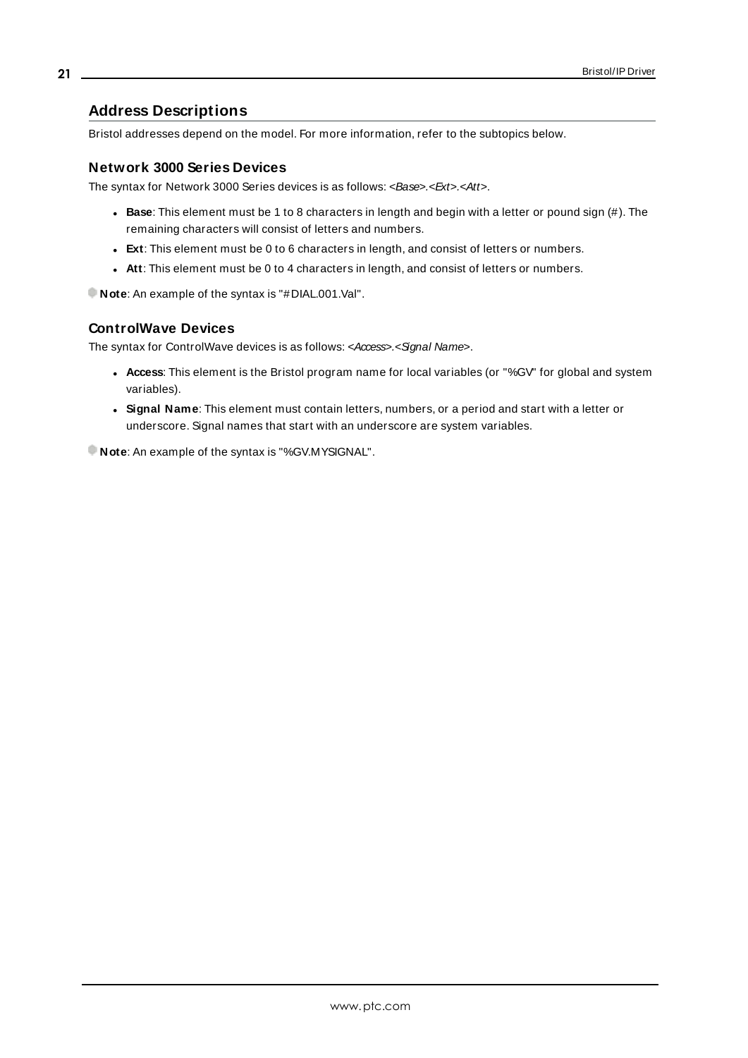## Address Descriptions

Bristol addresses depend on the model. For more information, refer to the subtopics below.

### Network 3000 Series Devices

The syntax for Network 3000 Series devices is as follows: *<Base>.<Ext>.<Att>*.

- **Base**: This element must be 1 to 8 characters in length and begin with a letter or pound sign (#). The remaining characters will consist of letters and numbers.
- **Ext**: This element must be 0 to 6 characters in length, and consist of letters or numbers.
- **Att**: This element must be 0 to 4 characters in length, and consist of letters or numbers.

**Note**: An example of the syntax is "#DIAL.001.Val".

### ControlWave Devices

The syntax for ControlWave devices is as follows: *<Access>.<Signal Name>*.

- **Access**: This element is the Bristol program name for local variables (or "%GV" for global and system variables).
- **Signal Name**: This element must contain letters, numbers, or a period and start with a letter or underscore. Signal names that start with an underscore are system variables.

**Note**: An example of the syntax is "%GV.MYSIGNAL".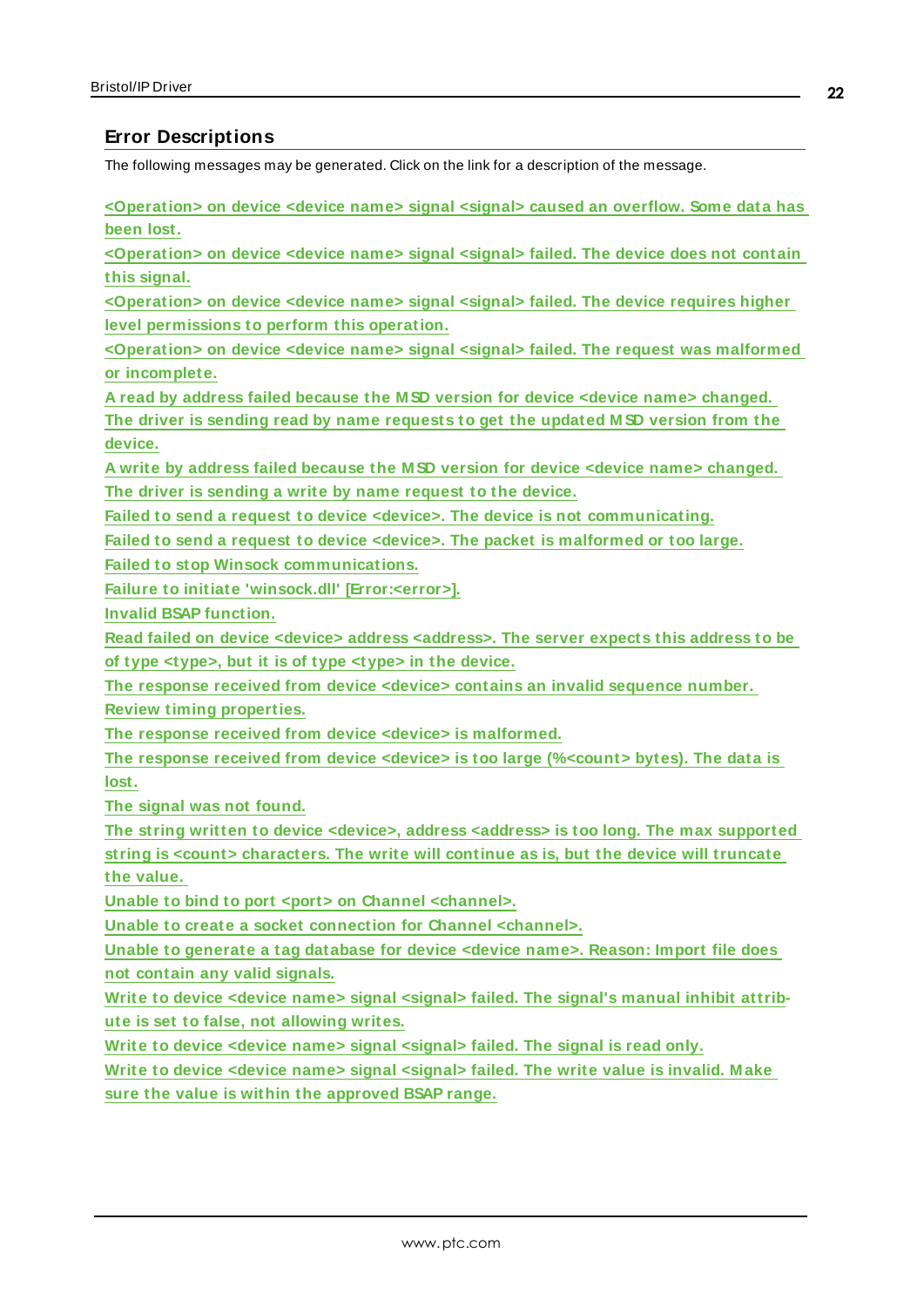## Error Descriptions

The following messages may be generated. Click on the link for a description of the message.

<Operation> on device <device name> signal <signal> caused an overflow. Some data has been lost.
<Operation> on device <device name> signal <signal> failed. The device does not contain this signal.
<Operation> on device <device name> signal <signal> failed. The device requires higher level permissions to perform this operation.
<Operation> on device <device name> signal <signal> failed. The request was malformed or incomplete.
A read by address failed because the MSD version for device <device name> changed. The driver is sending read by name requests to get the updated MSD version from the device.
A write by address failed because the MSD version for device <device name> changed. The driver is sending a write by name request to the device.
Failed to send a request to device <device>. The device is not communicating.
Failed to send a request to device <device>. The packet is malformed or too large.
Failed to stop Winsock communications.
Failure to initiate 'winsock.dll' [Error:<error>].
Invalid BSAP function.
Read failed on device <device> address <address>. The server expects this address to be of type <type>, but it is of type <type> in the device.
The response received from device <device> contains an invalid sequence number. Review timing properties.
The response received from device <device> is malformed.
The response received from device <device> is too large (%<count> bytes). The data is lost.
The signal was not found.
The string written to device <device>, address <address> is too long. The max supported string is <count> characters. The write will continue as is, but the device will truncate the value.
Unable to bind to port <port> on Channel <channel>.
Unable to create a socket connection for Channel <channel>.
Unable to generate a tag database for device <device name>. Reason: Import file does not contain any valid signals.
Write to device <device name> signal <signal> failed. The signal's manual inhibit attribute is set to false, not allowing writes.
Write to device <device name> signal <signal> failed. The signal is read only.
Write to device <device name> signal <signal> failed. The write value is invalid. Make sure the value is within the approved BSAP range.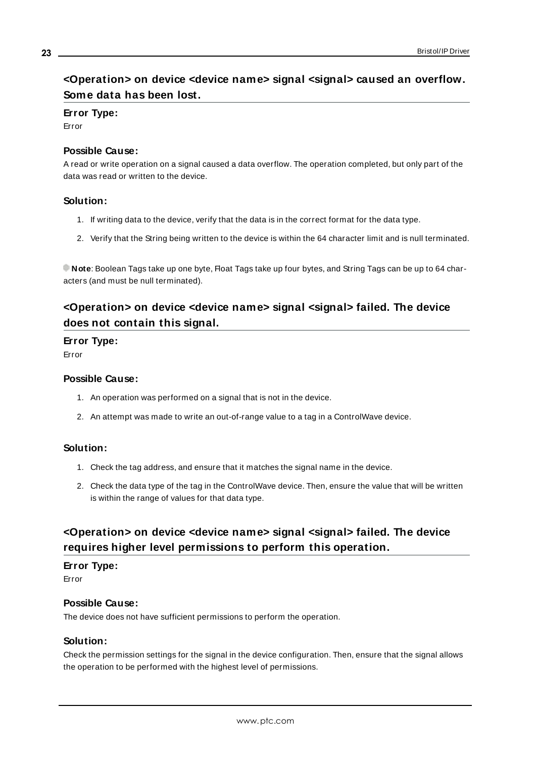## <Operation> on device <device name> signal <signal> caused an overflow. Some data has been lost.

### Error Type:

Error

### Possible Cause:

A read or write operation on a signal caused a data overflow. The operation completed, but only part of the data was read or written to the device.

### Solution:

1. If writing data to the device, verify that the data is in the correct format for the data type.
2. Verify that the String being written to the device is within the 64 character limit and is null terminated.

**Note**: Boolean Tags take up one byte, Float Tags take up four bytes, and String Tags can be up to 64 characters (and must be null terminated).

## <Operation> on device <device name> signal <signal> failed. The device does not contain this signal.

### Error Type:

Error

### Possible Cause:

1. An operation was performed on a signal that is not in the device.
2. An attempt was made to write an out-of-range value to a tag in a ControlWave device.

### Solution:

1. Check the tag address, and ensure that it matches the signal name in the device.
2. Check the data type of the tag in the ControlWave device. Then, ensure the value that will be written is within the range of values for that data type.

## <Operation> on device <device name> signal <signal> failed. The device requires higher level permissions to perform this operation.

### Error Type:

Error

### Possible Cause:

The device does not have sufficient permissions to perform the operation.

### Solution:

Check the permission settings for the signal in the device configuration. Then, ensure that the signal allows the operation to be performed with the highest level of permissions.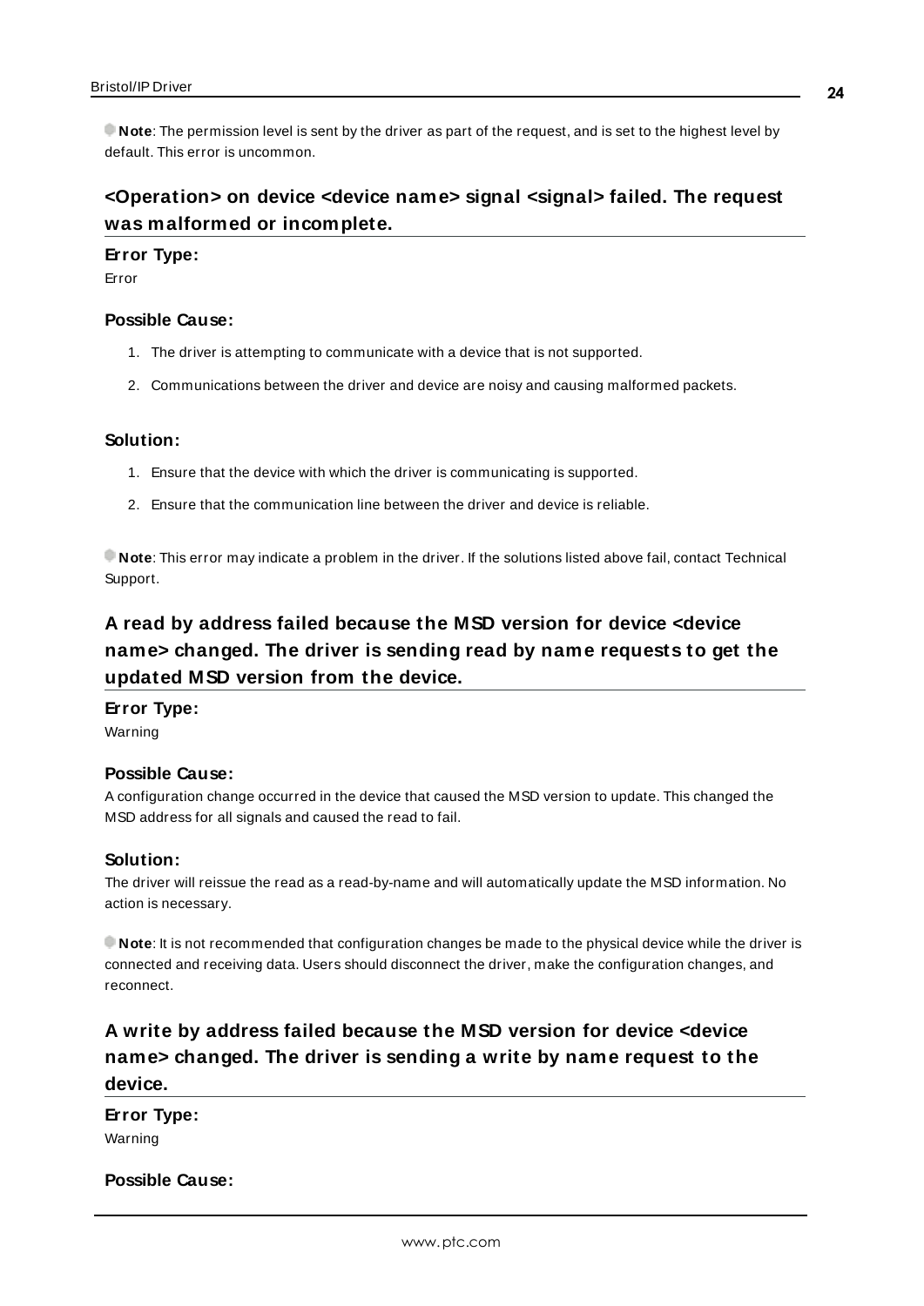**Note**: The permission level is sent by the driver as part of the request, and is set to the highest level by default. This error is uncommon.

## <Operation> on device <device name> signal <signal> failed. The request was malformed or incomplete.

**Error Type:**
Error

**Possible Cause:**

1. The driver is attempting to communicate with a device that is not supported.
2. Communications between the driver and device are noisy and causing malformed packets.

**Solution:**

1. Ensure that the device with which the driver is communicating is supported.
2. Ensure that the communication line between the driver and device is reliable.

**Note**: This error may indicate a problem in the driver. If the solutions listed above fail, contact Technical Support.

## A read by address failed because the MSD version for device <device name> changed. The driver is sending read by name requests to get the updated MSD version from the device.

**Error Type:**
Warning

**Possible Cause:**
A configuration change occurred in the device that caused the MSD version to update. This changed the MSD address for all signals and caused the read to fail.

**Solution:**
The driver will reissue the read as a read-by-name and will automatically update the MSD information. No action is necessary.

**Note**: It is not recommended that configuration changes be made to the physical device while the driver is connected and receiving data. Users should disconnect the driver, make the configuration changes, and reconnect.

## A write by address failed because the MSD version for device <device name> changed. The driver is sending a write by name request to the device.

**Error Type:**
Warning

**Possible Cause:**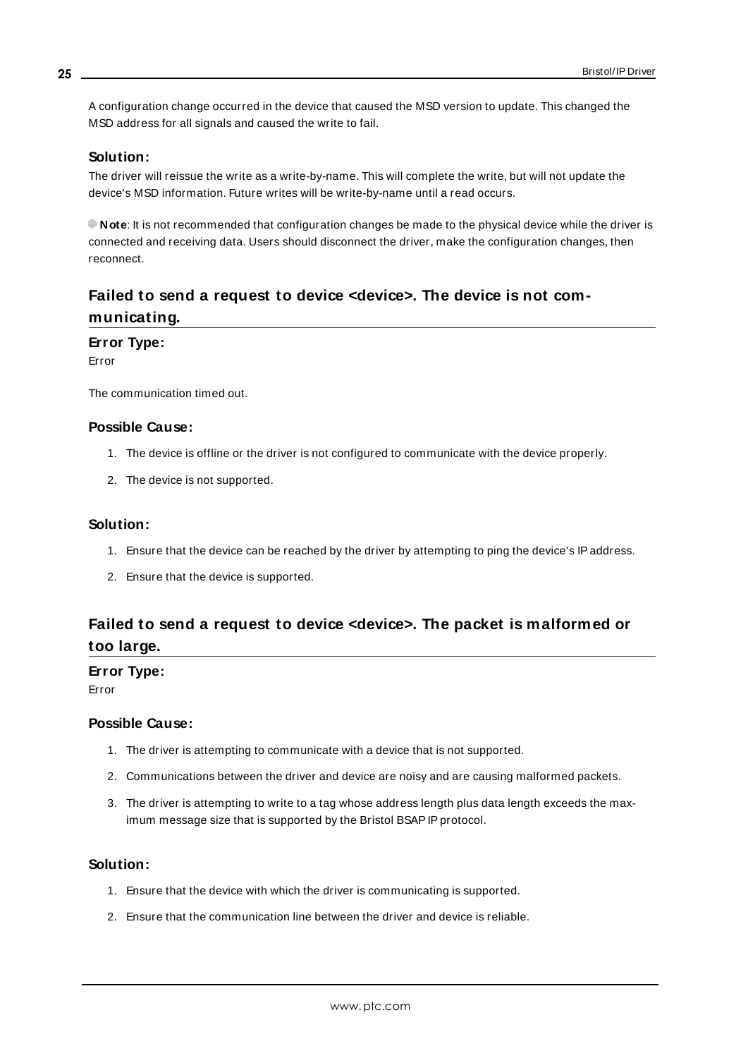A configuration change occurred in the device that caused the MSD version to update. This changed the MSD address for all signals and caused the write to fail.

### Solution:

The driver will reissue the write as a write-by-name. This will complete the write, but will not update the device's MSD information. Future writes will be write-by-name until a read occurs.

**Note**: It is not recommended that configuration changes be made to the physical device while the driver is connected and receiving data. Users should disconnect the driver, make the configuration changes, then reconnect.

## Failed to send a request to device <device>. The device is not communicating.

### Error Type:

Error

The communication timed out.

### Possible Cause:

1. The device is offline or the driver is not configured to communicate with the device properly.
2. The device is not supported.

### Solution:

1. Ensure that the device can be reached by the driver by attempting to ping the device's IP address.
2. Ensure that the device is supported.

## Failed to send a request to device <device>. The packet is malformed or too large.

### Error Type:

Error

### Possible Cause:

1. The driver is attempting to communicate with a device that is not supported.
2. Communications between the driver and device are noisy and are causing malformed packets.
3. The driver is attempting to write to a tag whose address length plus data length exceeds the maximum message size that is supported by the Bristol BSAP IP protocol.

### Solution:

1. Ensure that the device with which the driver is communicating is supported.
2. Ensure that the communication line between the driver and device is reliable.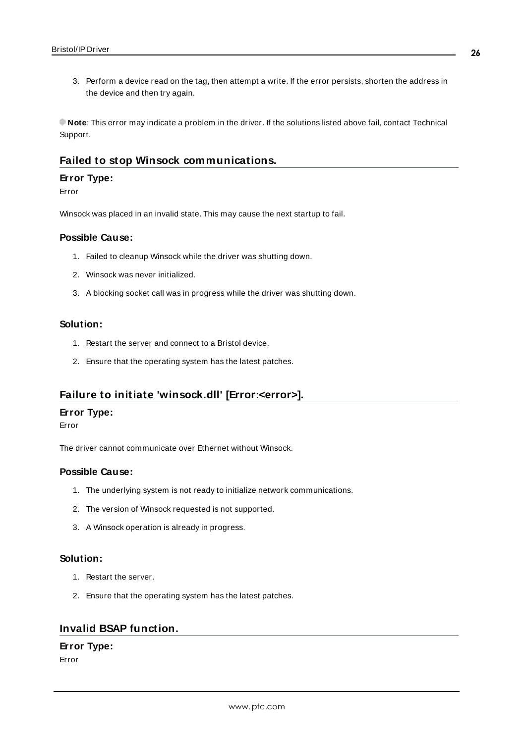3. Perform a device read on the tag, then attempt a write. If the error persists, shorten the address in the device and then try again.

**Note**: This error may indicate a problem in the driver. If the solutions listed above fail, contact Technical Support.

## Failed to stop Winsock communications.

### Error Type:

Error

Winsock was placed in an invalid state. This may cause the next startup to fail.

### Possible Cause:

1. Failed to cleanup Winsock while the driver was shutting down.
2. Winsock was never initialized.
3. A blocking socket call was in progress while the driver was shutting down.

### Solution:

1. Restart the server and connect to a Bristol device.
2. Ensure that the operating system has the latest patches.

## Failure to initiate 'winsock.dll' [Error:<error>].

### Error Type:

Error

The driver cannot communicate over Ethernet without Winsock.

### Possible Cause:

1. The underlying system is not ready to initialize network communications.
2. The version of Winsock requested is not supported.
3. A Winsock operation is already in progress.

### Solution:

1. Restart the server.
2. Ensure that the operating system has the latest patches.

## Invalid BSAP function.

### Error Type:

Error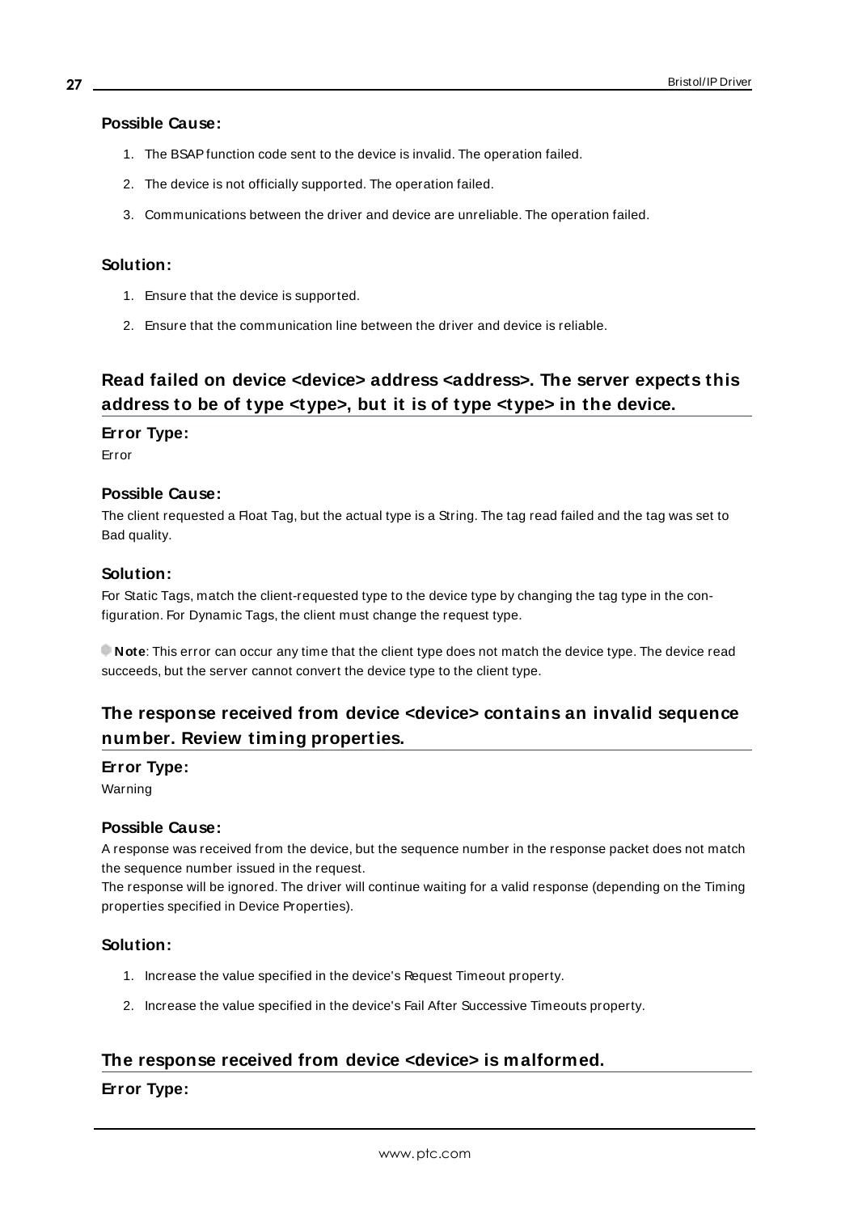#### Possible Cause:

1. The BSAP function code sent to the device is invalid. The operation failed.
2. The device is not officially supported. The operation failed.
3. Communications between the driver and device are unreliable. The operation failed.

#### Solution:

1. Ensure that the device is supported.
2. Ensure that the communication line between the driver and device is reliable.

### Read failed on device <device> address <address>. The server expects this address to be of type <type>, but it is of type <type> in the device.

#### Error Type:

Error

#### Possible Cause:

The client requested a Float Tag, but the actual type is a String. The tag read failed and the tag was set to Bad quality.

#### Solution:

For Static Tags, match the client-requested type to the device type by changing the tag type in the configuration. For Dynamic Tags, the client must change the request type.

**Note**: This error can occur any time that the client type does not match the device type. The device read succeeds, but the server cannot convert the device type to the client type.

### The response received from device <device> contains an invalid sequence number. Review timing properties.

#### Error Type:

Warning

#### Possible Cause:

A response was received from the device, but the sequence number in the response packet does not match the sequence number issued in the request.
The response will be ignored. The driver will continue waiting for a valid response (depending on the Timing properties specified in Device Properties).

#### Solution:

1. Increase the value specified in the device's Request Timeout property.
2. Increase the value specified in the device's Fail After Successive Timeouts property.

### The response received from device <device> is malformed.

#### Error Type: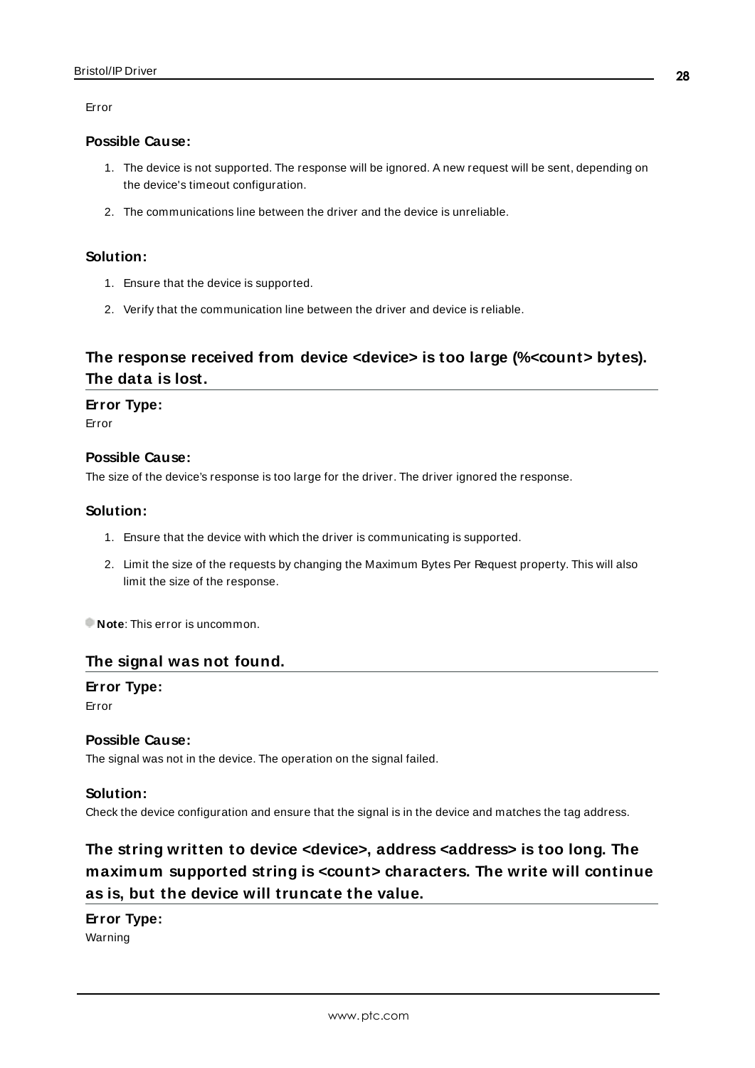Error

### Possible Cause:

1. The device is not supported. The response will be ignored. A new request will be sent, depending on the device's timeout configuration.
2. The communications line between the driver and the device is unreliable.

### Solution:

1. Ensure that the device is supported.
2. Verify that the communication line between the driver and device is reliable.

## The response received from device <device> is too large (%<count> bytes). The data is lost.

### Error Type:

Error

### Possible Cause:

The size of the device's response is too large for the driver. The driver ignored the response.

### Solution:

1. Ensure that the device with which the driver is communicating is supported.
2. Limit the size of the requests by changing the Maximum Bytes Per Request property. This will also limit the size of the response.

**Note**: This error is uncommon.

## The signal was not found.

### Error Type:

Error

### Possible Cause:

The signal was not in the device. The operation on the signal failed.

### Solution:

Check the device configuration and ensure that the signal is in the device and matches the tag address.

## The string written to device <device>, address <address> is too long. The maximum supported string is <count> characters. The write will continue as is, but the device will truncate the value.

### Error Type:

Warning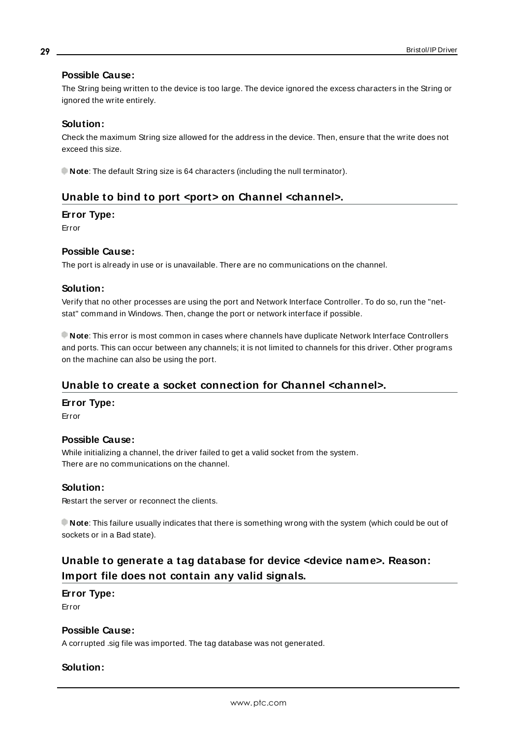### Possible Cause:

The String being written to the device is too large. The device ignored the excess characters in the String or ignored the write entirely.

### Solution:

Check the maximum String size allowed for the address in the device. Then, ensure that the write does not exceed this size.

**Note**: The default String size is 64 characters (including the null terminator).

## Unable to bind to port <port> on Channel <channel>.

### Error Type:

Error

### Possible Cause:

The port is already in use or is unavailable. There are no communications on the channel.

### Solution:

Verify that no other processes are using the port and Network Interface Controller. To do so, run the "net-stat" command in Windows. Then, change the port or network interface if possible.

**Note**: This error is most common in cases where channels have duplicate Network Interface Controllers and ports. This can occur between any channels; it is not limited to channels for this driver. Other programs on the machine can also be using the port.

## Unable to create a socket connection for Channel <channel>.

### Error Type:

Error

### Possible Cause:

While initializing a channel, the driver failed to get a valid socket from the system.
There are no communications on the channel.

### Solution:

Restart the server or reconnect the clients.

**Note**: This failure usually indicates that there is something wrong with the system (which could be out of sockets or in a Bad state).

## Unable to generate a tag database for device <device name>. Reason: Import file does not contain any valid signals.

### Error Type:

Error

### Possible Cause:

A corrupted .sig file was imported. The tag database was not generated.

### Solution: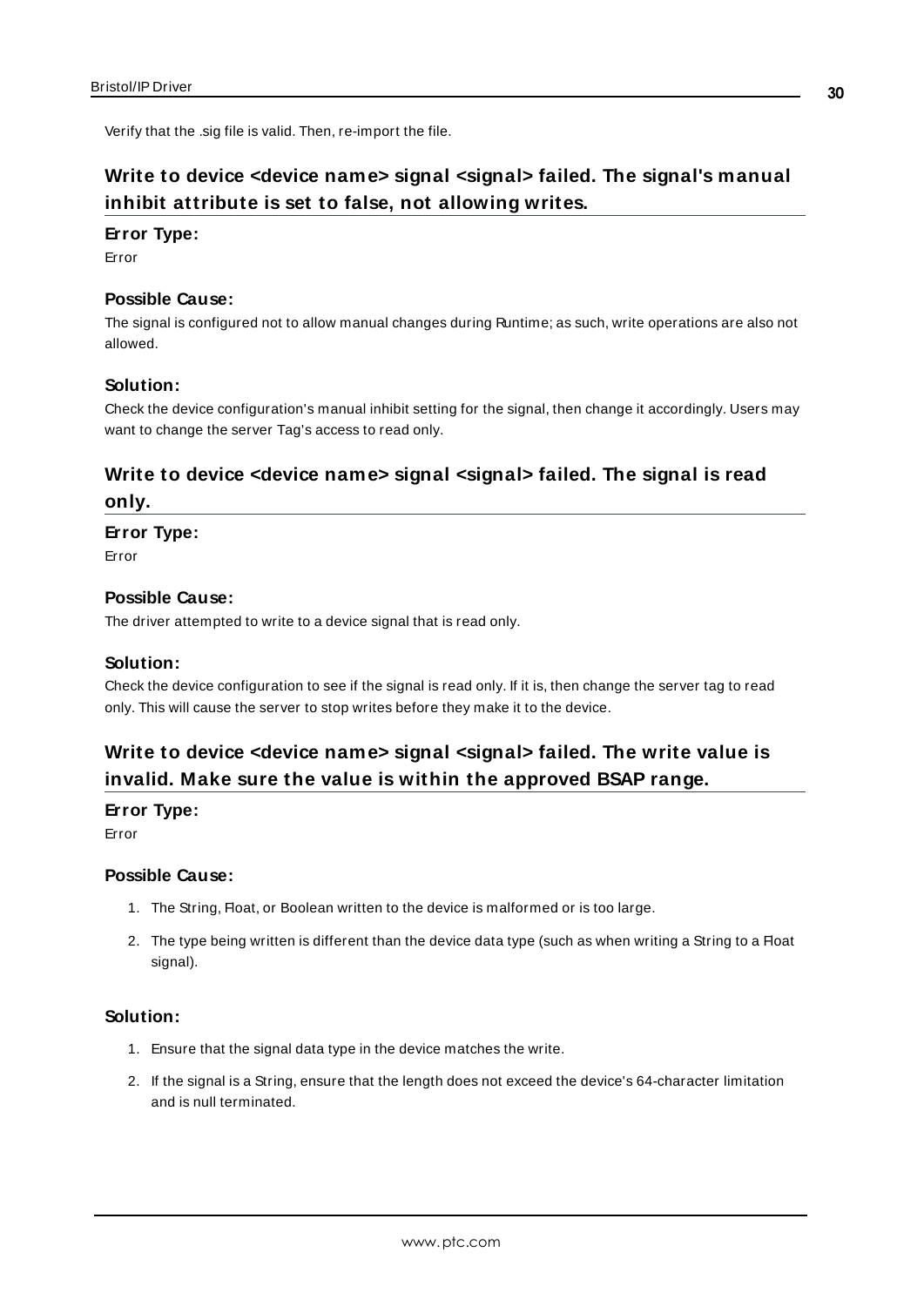Verify that the .sig file is valid. Then, re-import the file.

## Write to device <device name> signal <signal> failed. The signal's manual inhibit attribute is set to false, not allowing writes.

**Error Type:**

Error

**Possible Cause:**

The signal is configured not to allow manual changes during Runtime; as such, write operations are also not allowed.

**Solution:**

Check the device configuration's manual inhibit setting for the signal, then change it accordingly. Users may want to change the server Tag's access to read only.

## Write to device <device name> signal <signal> failed. The signal is read only.

**Error Type:**

Error

**Possible Cause:**

The driver attempted to write to a device signal that is read only.

**Solution:**

Check the device configuration to see if the signal is read only. If it is, then change the server tag to read only. This will cause the server to stop writes before they make it to the device.

## Write to device <device name> signal <signal> failed. The write value is invalid. Make sure the value is within the approved BSAP range.

**Error Type:**

Error

**Possible Cause:**

1. The String, Float, or Boolean written to the device is malformed or is too large.
2. The type being written is different than the device data type (such as when writing a String to a Float signal).

**Solution:**

1. Ensure that the signal data type in the device matches the write.
2. If the signal is a String, ensure that the length does not exceed the device's 64-character limitation and is null terminated.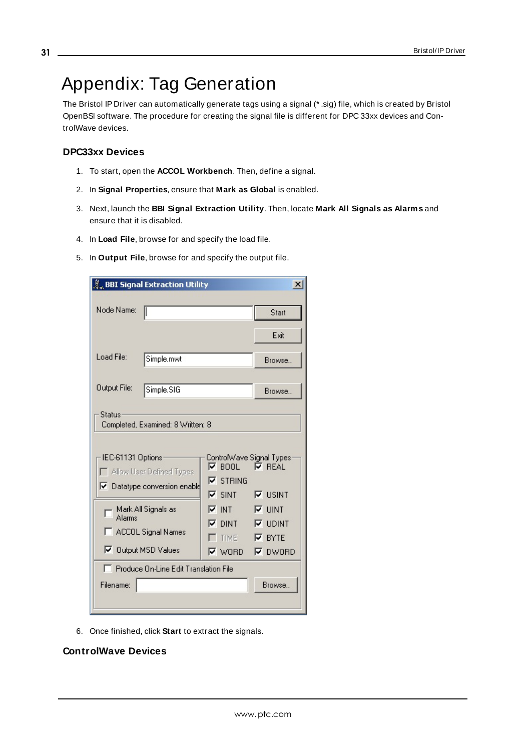# Appendix: Tag Generation

The Bristol IP Driver can automatically generate tags using a signal (*.sig) file, which is created by Bristol OpenBSI software. The procedure for creating the signal file is different for DPC 33xx devices and ControlWave devices.

### DPC33xx Devices

1. To start, open the **ACCOL Workbench**. Then, define a signal.
2. In **Signal Properties**, ensure that **Mark as Global** is enabled.
3. Next, launch the **BBI Signal Extraction Utility**. Then, locate **Mark All Signals as Alarms** and ensure that it is disabled.
4. In **Load File**, browse for and specify the load file.
5. In **Output File**, browse for and specify the output file.

6. Once finished, click **Start** to extract the signals.

### ControlWave Devices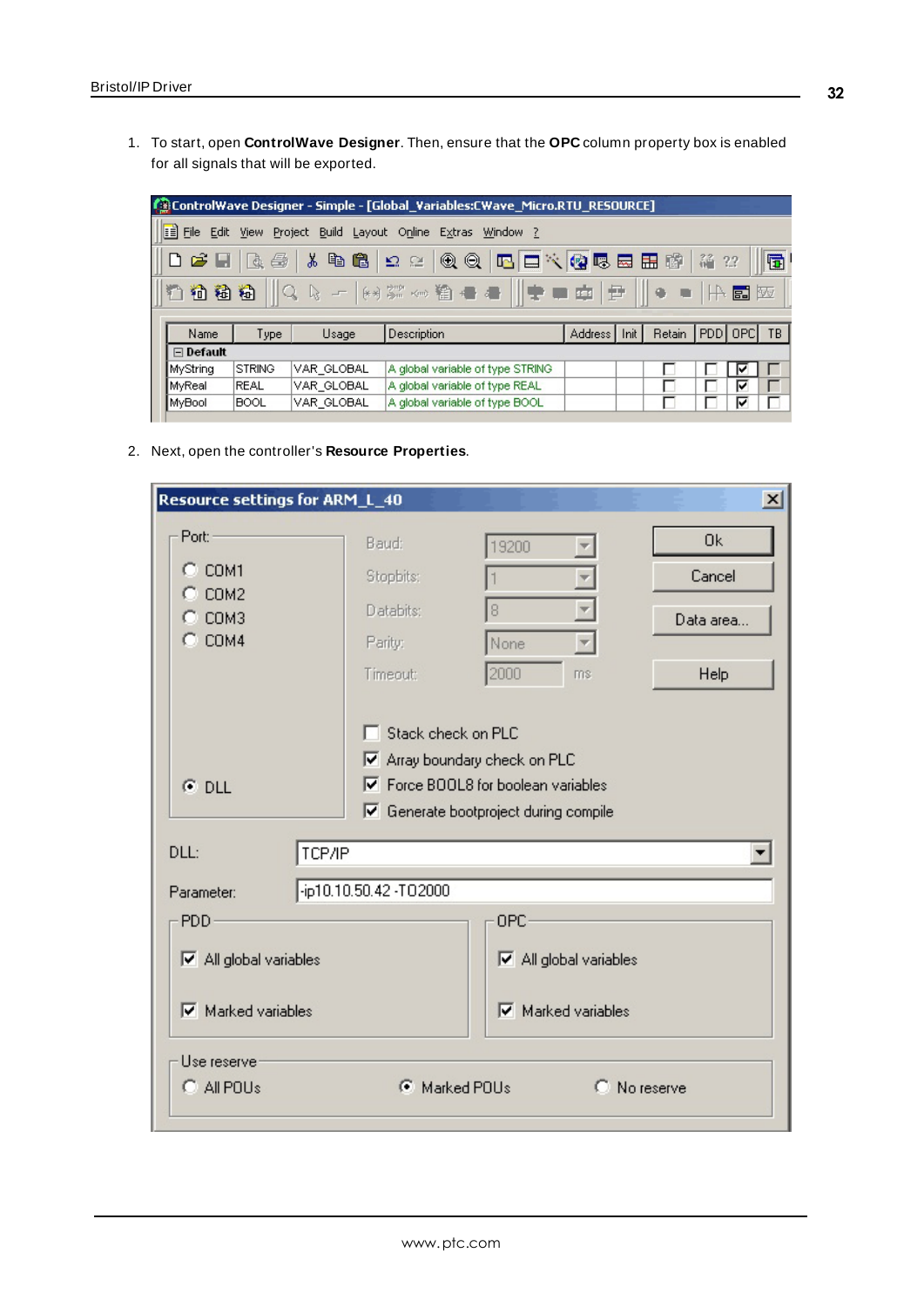1. To start, open **ControlWave Designer**. Then, ensure that the **OPC** column property box is enabled for all signals that will be exported.

2. Next, open the controller's **Resource Properties**.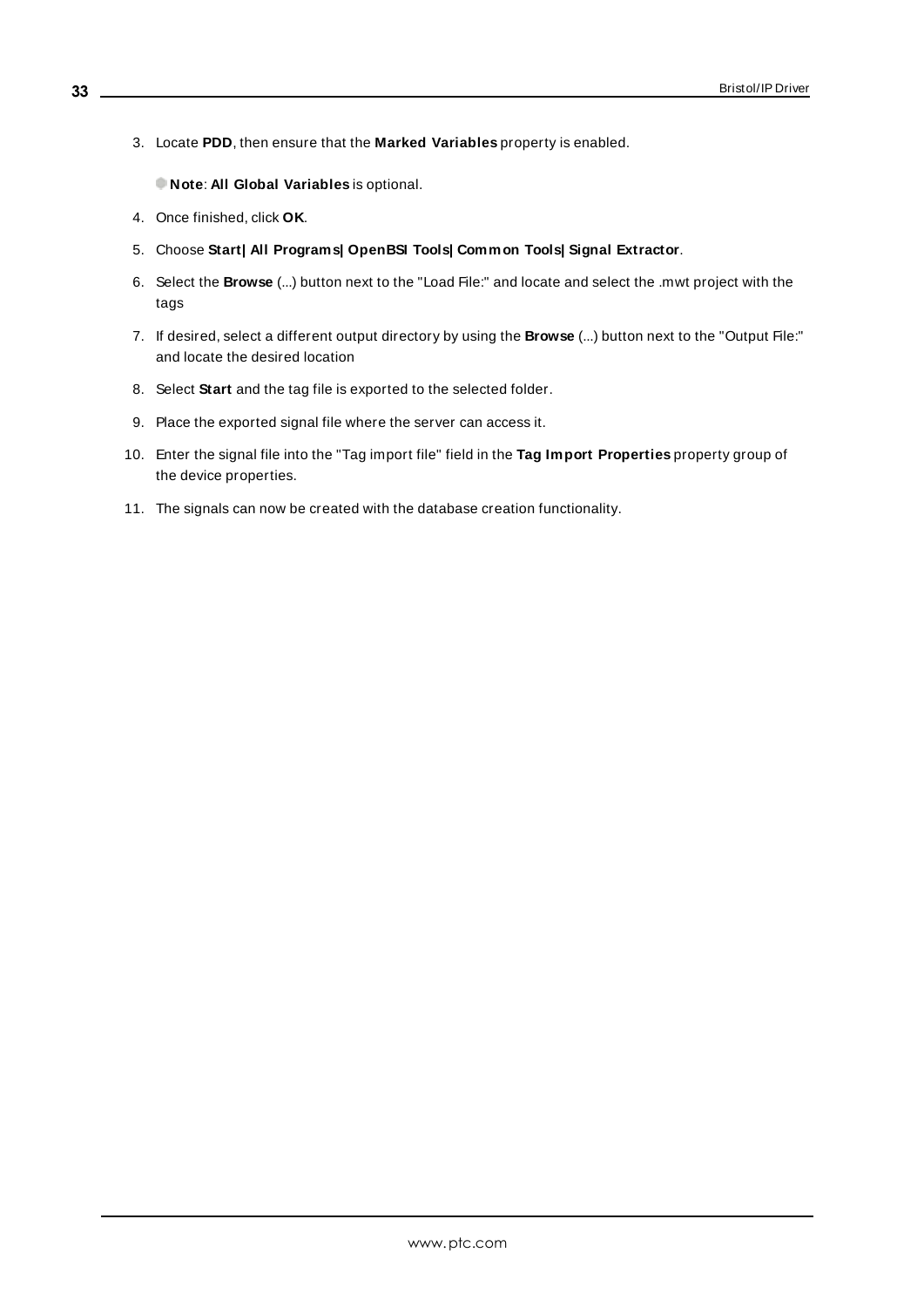3. Locate **PDD**, then ensure that the **Marked Variables** property is enabled.

   **Note**: **All Global Variables** is optional.

4. Once finished, click **OK**.
5. Choose **Start| All Programs| OpenBSI Tools| Common Tools| Signal Extractor**.
6. Select the **Browse** (...) button next to the "Load File:" and locate and select the .mwt project with the tags
7. If desired, select a different output directory by using the **Browse** (...) button next to the "Output File:" and locate the desired location
8. Select **Start** and the tag file is exported to the selected folder.
9. Place the exported signal file where the server can access it.
10. Enter the signal file into the "Tag import file" field in the **Tag Import Properties** property group of the device properties.
11. The signals can now be created with the database creation functionality.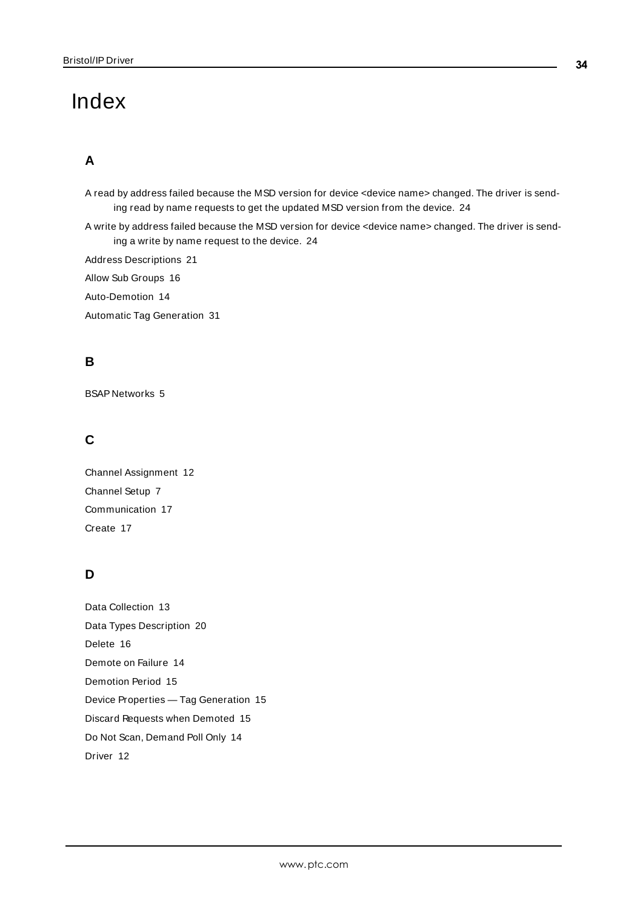# Index

## A

A read by address failed because the MSD version for device <device name> changed. The driver is sending read by name requests to get the updated MSD version from the device. 24

A write by address failed because the MSD version for device <device name> changed. The driver is sending a write by name request to the device. 24

Address Descriptions 21

Allow Sub Groups 16

Auto-Demotion 14

Automatic Tag Generation 31

## B

BSAP Networks 5

## C

Channel Assignment 12

Channel Setup 7

Communication 17

Create 17

## D

Data Collection 13

Data Types Description 20

Delete 16

Demote on Failure 14

Demotion Period 15

Device Properties — Tag Generation 15

Discard Requests when Demoted 15

Do Not Scan, Demand Poll Only 14

Driver 12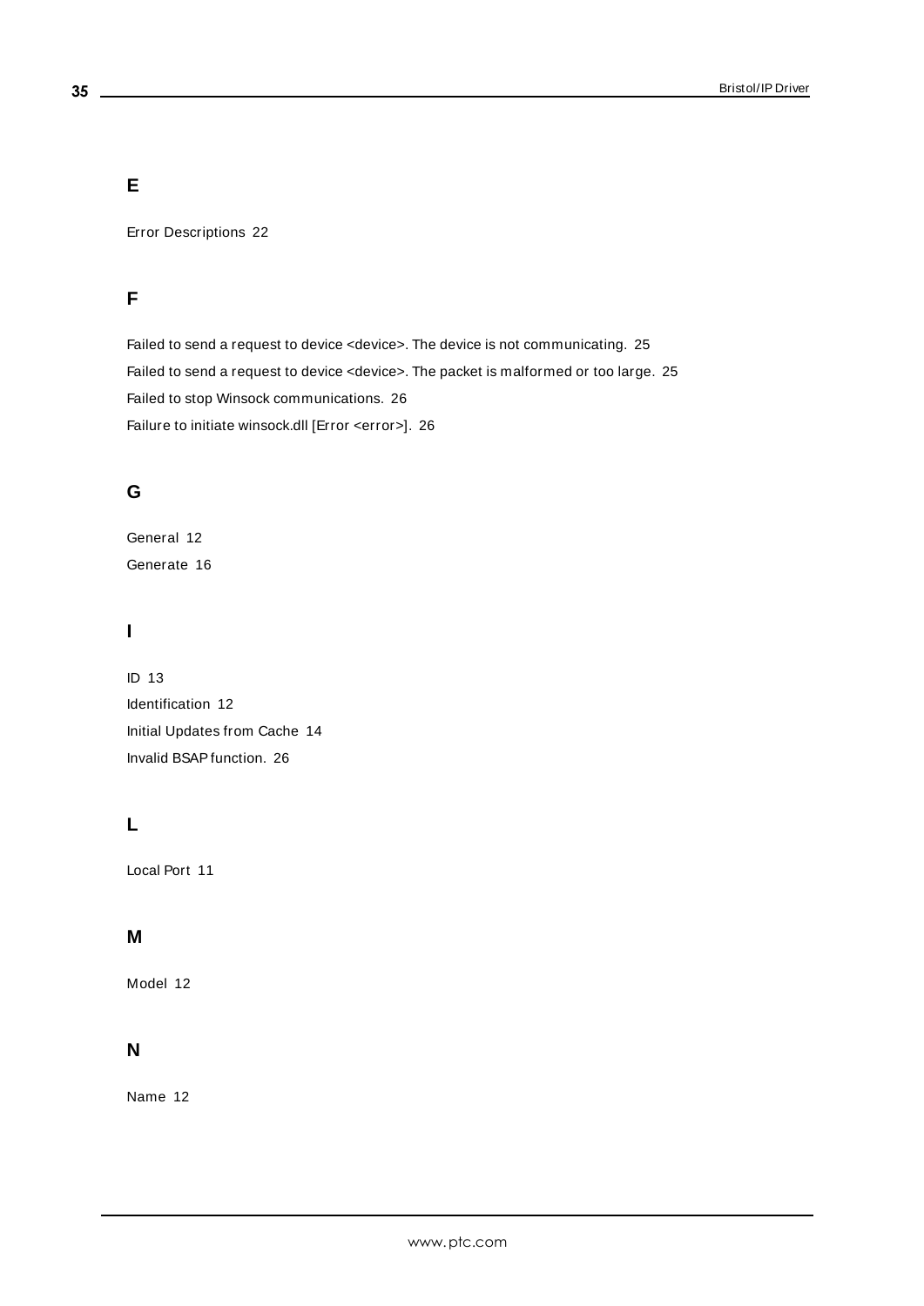## E

Error Descriptions 22

## F

Failed to send a request to device <device>. The device is not communicating. 25
Failed to send a request to device <device>. The packet is malformed or too large. 25
Failed to stop Winsock communications. 26
Failure to initiate winsock.dll [Error <error>]. 26

## G

General 12
Generate 16

## I

ID 13
Identification 12
Initial Updates from Cache 14
Invalid BSAP function. 26

## L

Local Port 11

## M

Model 12

## N

Name 12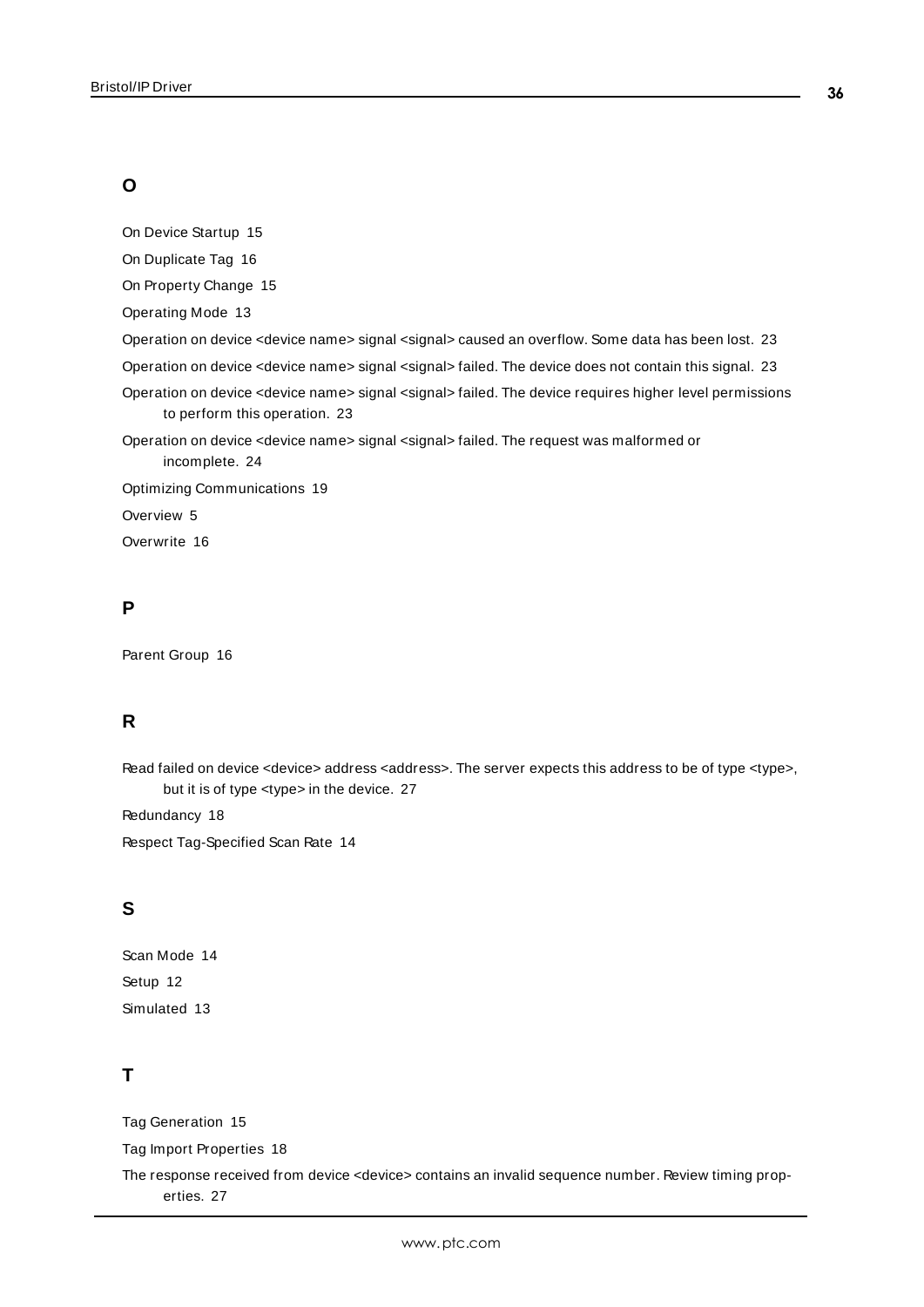## O

On Device Startup 15

On Duplicate Tag 16

On Property Change 15

Operating Mode 13

Operation on device <device name> signal <signal> caused an overflow. Some data has been lost. 23

Operation on device <device name> signal <signal> failed. The device does not contain this signal. 23

Operation on device <device name> signal <signal> failed. The device requires higher level permissions to perform this operation. 23

Operation on device <device name> signal <signal> failed. The request was malformed or incomplete. 24

Optimizing Communications 19

Overview 5

Overwrite 16

## P

Parent Group 16

## R

Read failed on device <device> address <address>. The server expects this address to be of type <type>, but it is of type <type> in the device. 27

Redundancy 18

Respect Tag-Specified Scan Rate 14

## S

Scan Mode 14

Setup 12

Simulated 13

## T

Tag Generation 15

Tag Import Properties 18

The response received from device <device> contains an invalid sequence number. Review timing properties. 27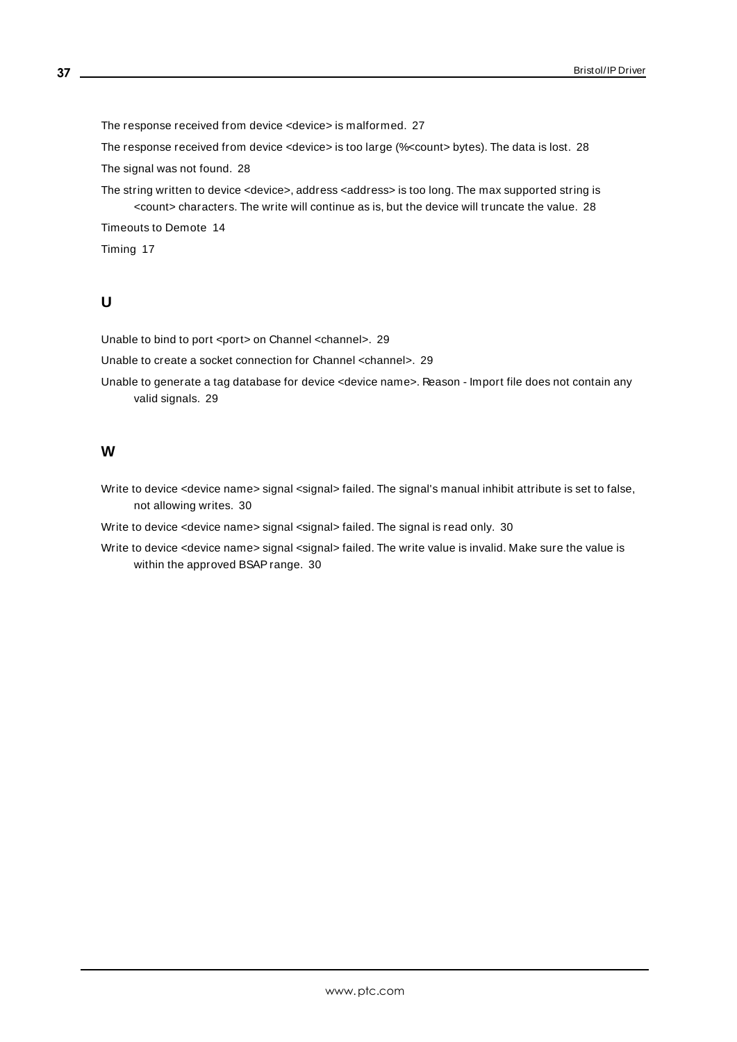The response received from device <device> is malformed. 27

The response received from device <device> is too large (%<count> bytes). The data is lost. 28

The signal was not found. 28

The string written to device <device>, address <address> is too long. The max supported string is <count> characters. The write will continue as is, but the device will truncate the value. 28

Timeouts to Demote 14

Timing 17

## U

Unable to bind to port <port> on Channel <channel>. 29

Unable to create a socket connection for Channel <channel>. 29

Unable to generate a tag database for device <device name>. Reason - Import file does not contain any valid signals. 29

## W

Write to device <device name> signal <signal> failed. The signal's manual inhibit attribute is set to false, not allowing writes. 30

Write to device <device name> signal <signal> failed. The signal is read only. 30

Write to device <device name> signal <signal> failed. The write value is invalid. Make sure the value is within the approved BSAP range. 30